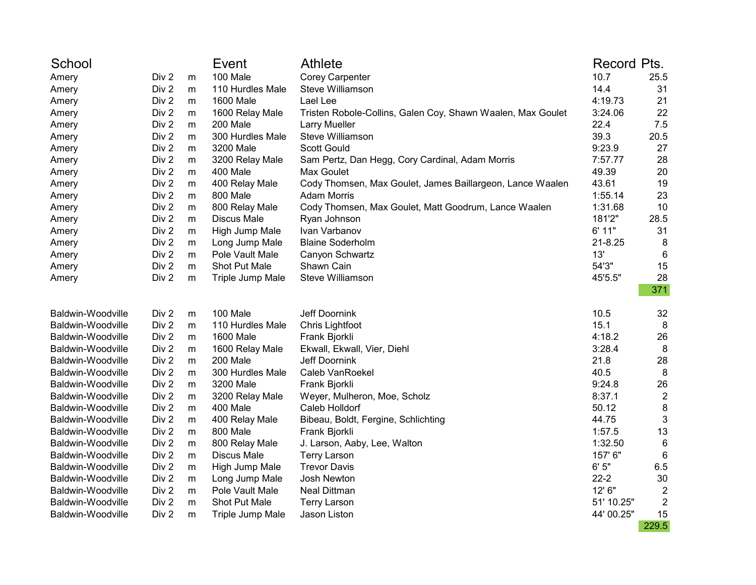| School | | | Event | Athlete | Record | Pts. |
|---|---|---|---|---|---|---|
| Amery | Div 2 | m | 100 Male | Corey Carpenter | 10.7 | 25.5 |
| Amery | Div 2 | m | 110 Hurdles Male | Steve Williamson | 14.4 | 31 |
| Amery | Div 2 | m | 1600 Male | Lael Lee | 4:19.73 | 21 |
| Amery | Div 2 | m | 1600 Relay Male | Tristen Robole-Collins, Galen Coy, Shawn Waalen, Max Goulet | 3:24.06 | 22 |
| Amery | Div 2 | m | 200 Male | Larry Mueller | 22.4 | 7.5 |
| Amery | Div 2 | m | 300 Hurdles Male | Steve Williamson | 39.3 | 20.5 |
| Amery | Div 2 | m | 3200 Male | Scott Gould | 9:23.9 | 27 |
| Amery | Div 2 | m | 3200 Relay Male | Sam Pertz, Dan Hegg, Cory Cardinal, Adam Morris | 7:57.77 | 28 |
| Amery | Div 2 | m | 400 Male | Max Goulet | 49.39 | 20 |
| Amery | Div 2 | m | 400 Relay Male | Cody Thomsen, Max Goulet, James Baillargeon, Lance Waalen | 43.61 | 19 |
| Amery | Div 2 | m | 800 Male | Adam Morris | 1:55.14 | 23 |
| Amery | Div 2 | m | 800 Relay Male | Cody Thomsen, Max Goulet, Matt Goodrum, Lance Waalen | 1:31.68 | 10 |
| Amery | Div 2 | m | Discus Male | Ryan Johnson | 181'2" | 28.5 |
| Amery | Div 2 | m | High Jump Male | Ivan Varbanov | 6' 11" | 31 |
| Amery | Div 2 | m | Long Jump Male | Blaine Soderholm | 21-8.25 | 8 |
| Amery | Div 2 | m | Pole Vault Male | Canyon Schwartz | 13' | 6 |
| Amery | Div 2 | m | Shot Put Male | Shawn Cain | 54'3" | 15 |
| Amery | Div 2 | m | Triple Jump Male | Steve Williamson | 45'5.5" | 28 |
| | | | | | | 371 |
| | | | | | | |
| Baldwin-Woodville | Div 2 | m | 100 Male | Jeff Doornink | 10.5 | 32 |
| Baldwin-Woodville | Div 2 | m | 110 Hurdles Male | Chris Lightfoot | 15.1 | 8 |
| Baldwin-Woodville | Div 2 | m | 1600 Male | Frank Bjorkli | 4:18.2 | 26 |
| Baldwin-Woodville | Div 2 | m | 1600 Relay Male | Ekwall, Ekwall, Vier, Diehl | 3:28.4 | 8 |
| Baldwin-Woodville | Div 2 | m | 200 Male | Jeff Doornink | 21.8 | 28 |
| Baldwin-Woodville | Div 2 | m | 300 Hurdles Male | Caleb VanRoekel | 40.5 | 8 |
| Baldwin-Woodville | Div 2 | m | 3200 Male | Frank Bjorkli | 9:24.8 | 26 |
| Baldwin-Woodville | Div 2 | m | 3200 Relay Male | Weyer, Mulheron, Moe, Scholz | 8:37.1 | 2 |
| Baldwin-Woodville | Div 2 | m | 400 Male | Caleb Holldorf | 50.12 | 8 |
| Baldwin-Woodville | Div 2 | m | 400 Relay Male | Bibeau, Boldt, Fergine, Schlichting | 44.75 | 3 |
| Baldwin-Woodville | Div 2 | m | 800 Male | Frank Bjorkli | 1:57.5 | 13 |
| Baldwin-Woodville | Div 2 | m | 800 Relay Male | J. Larson, Aaby, Lee, Walton | 1:32.50 | 6 |
| Baldwin-Woodville | Div 2 | m | Discus Male | Terry Larson | 157' 6" | 6 |
| Baldwin-Woodville | Div 2 | m | High Jump Male | Trevor Davis | 6' 5" | 6.5 |
| Baldwin-Woodville | Div 2 | m | Long Jump Male | Josh Newton | 22-2 | 30 |
| Baldwin-Woodville | Div 2 | m | Pole Vault Male | Neal Dittman | 12' 6" | 2 |
| Baldwin-Woodville | Div 2 | m | Shot Put Male | Terry Larson | 51' 10.25" | 2 |
| Baldwin-Woodville | Div 2 | m | Triple Jump Male | Jason Liston | 44' 00.25" | 15 |
| | | | | | | 229.5 |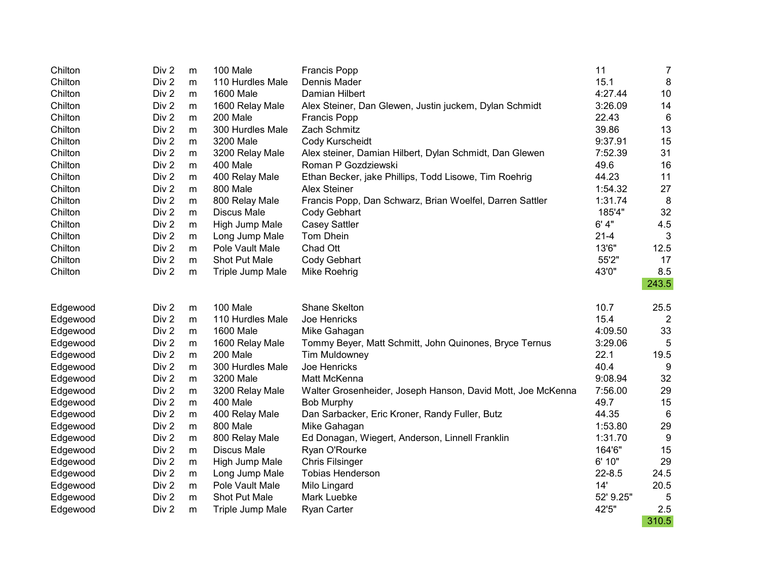| | | | | | | |
|---|---|---|---|---|---|---|
| Chilton | Div 2 | m | 100 Male | Francis Popp | 11 | 7 |
| Chilton | Div 2 | m | 110 Hurdles Male | Dennis Mader | 15.1 | 8 |
| Chilton | Div 2 | m | 1600 Male | Damian Hilbert | 4:27.44 | 10 |
| Chilton | Div 2 | m | 1600 Relay Male | Alex Steiner, Dan Glewen, Justin juckem, Dylan Schmidt | 3:26.09 | 14 |
| Chilton | Div 2 | m | 200 Male | Francis Popp | 22.43 | 6 |
| Chilton | Div 2 | m | 300 Hurdles Male | Zach Schmitz | 39.86 | 13 |
| Chilton | Div 2 | m | 3200 Male | Cody Kurscheidt | 9:37.91 | 15 |
| Chilton | Div 2 | m | 3200 Relay Male | Alex steiner, Damian Hilbert, Dylan Schmidt, Dan Glewen | 7:52.39 | 31 |
| Chilton | Div 2 | m | 400 Male | Roman P Gozdziewski | 49.6 | 16 |
| Chilton | Div 2 | m | 400 Relay Male | Ethan Becker, jake Phillips, Todd Lisowe, Tim Roehrig | 44.23 | 11 |
| Chilton | Div 2 | m | 800 Male | Alex Steiner | 1:54.32 | 27 |
| Chilton | Div 2 | m | 800 Relay Male | Francis Popp, Dan Schwarz, Brian Woelfel, Darren Sattler | 1:31.74 | 8 |
| Chilton | Div 2 | m | Discus Male | Cody Gebhart | 185'4" | 32 |
| Chilton | Div 2 | m | High Jump Male | Casey Sattler | 6' 4" | 4.5 |
| Chilton | Div 2 | m | Long Jump Male | Tom Dhein | 21-4 | 3 |
| Chilton | Div 2 | m | Pole Vault Male | Chad Ott | 13'6" | 12.5 |
| Chilton | Div 2 | m | Shot Put Male | Cody Gebhart | 55'2" | 17 |
| Chilton | Div 2 | m | Triple Jump Male | Mike Roehrig | 43'0" | 8.5 |
| | | | | | | 243.5 |
| | | | | | | |
| Edgewood | Div 2 | m | 100 Male | Shane Skelton | 10.7 | 25.5 |
| Edgewood | Div 2 | m | 110 Hurdles Male | Joe Henricks | 15.4 | 2 |
| Edgewood | Div 2 | m | 1600 Male | Mike Gahagan | 4:09.50 | 33 |
| Edgewood | Div 2 | m | 1600 Relay Male | Tommy Beyer, Matt Schmitt, John Quinones, Bryce Ternus | 3:29.06 | 5 |
| Edgewood | Div 2 | m | 200 Male | Tim Muldowney | 22.1 | 19.5 |
| Edgewood | Div 2 | m | 300 Hurdles Male | Joe Henricks | 40.4 | 9 |
| Edgewood | Div 2 | m | 3200 Male | Matt McKenna | 9:08.94 | 32 |
| Edgewood | Div 2 | m | 3200 Relay Male | Walter Grosenheider, Joseph Hanson, David Mott, Joe McKenna | 7:56.00 | 29 |
| Edgewood | Div 2 | m | 400 Male | Bob Murphy | 49.7 | 15 |
| Edgewood | Div 2 | m | 400 Relay Male | Dan Sarbacker, Eric Kroner, Randy Fuller, Butz | 44.35 | 6 |
| Edgewood | Div 2 | m | 800 Male | Mike Gahagan | 1:53.80 | 29 |
| Edgewood | Div 2 | m | 800 Relay Male | Ed Donagan, Wiegert, Anderson, Linnell Franklin | 1:31.70 | 9 |
| Edgewood | Div 2 | m | Discus Male | Ryan O'Rourke | 164'6" | 15 |
| Edgewood | Div 2 | m | High Jump Male | Chris Filsinger | 6' 10" | 29 |
| Edgewood | Div 2 | m | Long Jump Male | Tobias Henderson | 22-8.5 | 24.5 |
| Edgewood | Div 2 | m | Pole Vault Male | Milo Lingard | 14' | 20.5 |
| Edgewood | Div 2 | m | Shot Put Male | Mark Luebke | 52' 9.25" | 5 |
| Edgewood | Div 2 | m | Triple Jump Male | Ryan Carter | 42'5" | 2.5 |
| | | | | | | 310.5 |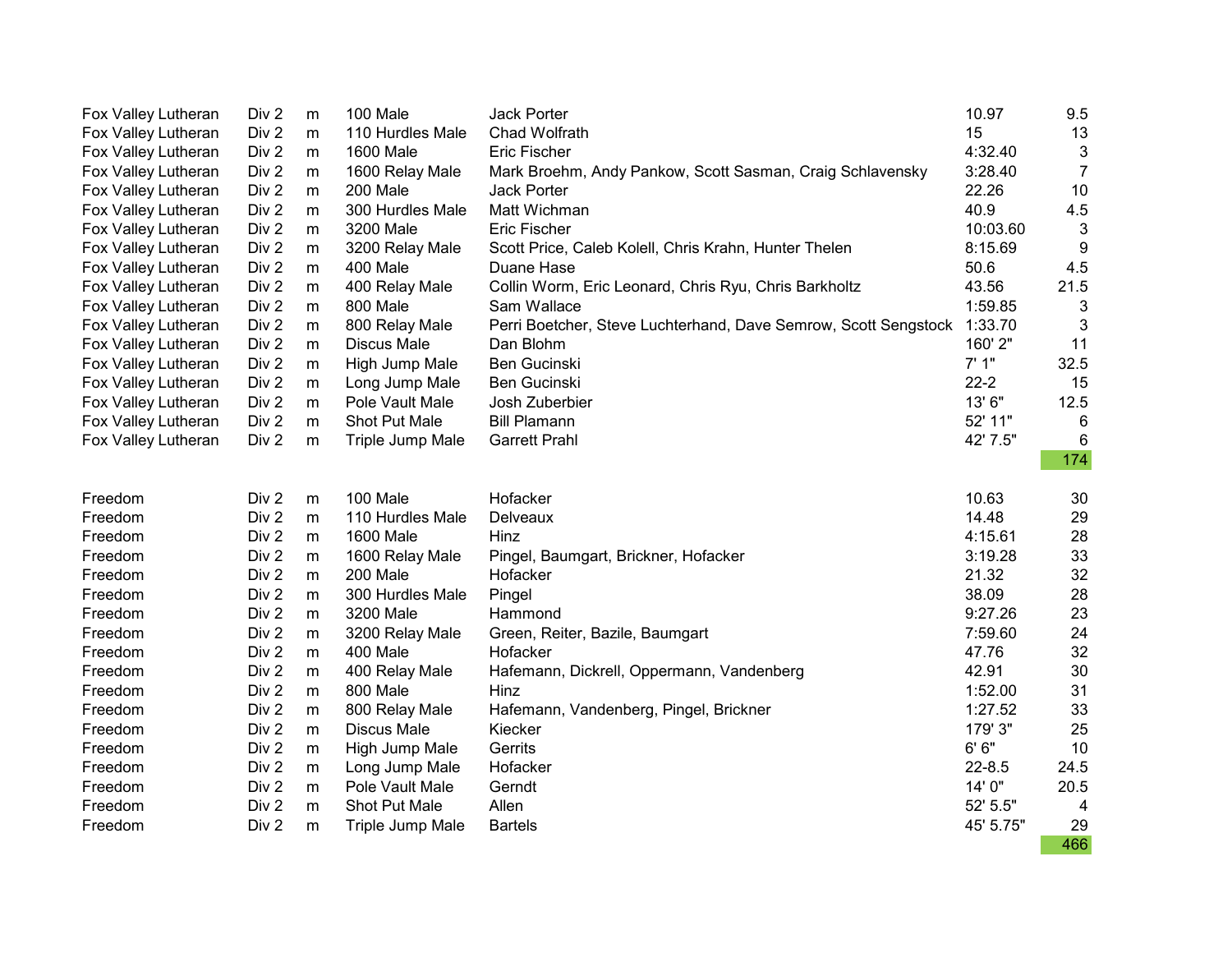| | | | | | | |
|---|---|---|---|---|---|---|
| Fox Valley Lutheran | Div 2 | m | 100 Male | Jack Porter | 10.97 | 9.5 |
| Fox Valley Lutheran | Div 2 | m | 110 Hurdles Male | Chad Wolfrath | 15 | 13 |
| Fox Valley Lutheran | Div 2 | m | 1600 Male | Eric Fischer | 4:32.40 | 3 |
| Fox Valley Lutheran | Div 2 | m | 1600 Relay Male | Mark Broehm, Andy Pankow, Scott Sasman, Craig Schlavensky | 3:28.40 | 7 |
| Fox Valley Lutheran | Div 2 | m | 200 Male | Jack Porter | 22.26 | 10 |
| Fox Valley Lutheran | Div 2 | m | 300 Hurdles Male | Matt Wichman | 40.9 | 4.5 |
| Fox Valley Lutheran | Div 2 | m | 3200 Male | Eric Fischer | 10:03.60 | 3 |
| Fox Valley Lutheran | Div 2 | m | 3200 Relay Male | Scott Price, Caleb Kolell, Chris Krahn, Hunter Thelen | 8:15.69 | 9 |
| Fox Valley Lutheran | Div 2 | m | 400 Male | Duane Hase | 50.6 | 4.5 |
| Fox Valley Lutheran | Div 2 | m | 400 Relay Male | Collin Worm, Eric Leonard, Chris Ryu, Chris Barkholtz | 43.56 | 21.5 |
| Fox Valley Lutheran | Div 2 | m | 800 Male | Sam Wallace | 1:59.85 | 3 |
| Fox Valley Lutheran | Div 2 | m | 800 Relay Male | Perri Boetcher, Steve Luchterhand, Dave Semrow, Scott Sengstock | 1:33.70 | 3 |
| Fox Valley Lutheran | Div 2 | m | Discus Male | Dan Blohm | 160' 2" | 11 |
| Fox Valley Lutheran | Div 2 | m | High Jump Male | Ben Gucinski | 7' 1" | 32.5 |
| Fox Valley Lutheran | Div 2 | m | Long Jump Male | Ben Gucinski | 22-2 | 15 |
| Fox Valley Lutheran | Div 2 | m | Pole Vault Male | Josh Zuberbier | 13' 6" | 12.5 |
| Fox Valley Lutheran | Div 2 | m | Shot Put Male | Bill Plamann | 52' 11" | 6 |
| Fox Valley Lutheran | Div 2 | m | Triple Jump Male | Garrett Prahl | 42' 7.5" | 6 |
| | | | | | | 174 |

| | | | | | | |
|---|---|---|---|---|---|---|
| Freedom | Div 2 | m | 100 Male | Hofacker | 10.63 | 30 |
| Freedom | Div 2 | m | 110 Hurdles Male | Delveaux | 14.48 | 29 |
| Freedom | Div 2 | m | 1600 Male | Hinz | 4:15.61 | 28 |
| Freedom | Div 2 | m | 1600 Relay Male | Pingel, Baumgart, Brickner, Hofacker | 3:19.28 | 33 |
| Freedom | Div 2 | m | 200 Male | Hofacker | 21.32 | 32 |
| Freedom | Div 2 | m | 300 Hurdles Male | Pingel | 38.09 | 28 |
| Freedom | Div 2 | m | 3200 Male | Hammond | 9:27.26 | 23 |
| Freedom | Div 2 | m | 3200 Relay Male | Green, Reiter, Bazile, Baumgart | 7:59.60 | 24 |
| Freedom | Div 2 | m | 400 Male | Hofacker | 47.76 | 32 |
| Freedom | Div 2 | m | 400 Relay Male | Hafemann, Dickrell, Oppermann, Vandenberg | 42.91 | 30 |
| Freedom | Div 2 | m | 800 Male | Hinz | 1:52.00 | 31 |
| Freedom | Div 2 | m | 800 Relay Male | Hafemann, Vandenberg, Pingel, Brickner | 1:27.52 | 33 |
| Freedom | Div 2 | m | Discus Male | Kiecker | 179' 3" | 25 |
| Freedom | Div 2 | m | High Jump Male | Gerrits | 6' 6" | 10 |
| Freedom | Div 2 | m | Long Jump Male | Hofacker | 22-8.5 | 24.5 |
| Freedom | Div 2 | m | Pole Vault Male | Gerndt | 14' 0" | 20.5 |
| Freedom | Div 2 | m | Shot Put Male | Allen | 52' 5.5" | 4 |
| Freedom | Div 2 | m | Triple Jump Male | Bartels | 45' 5.75" | 29 |
| | | | | | | 466 |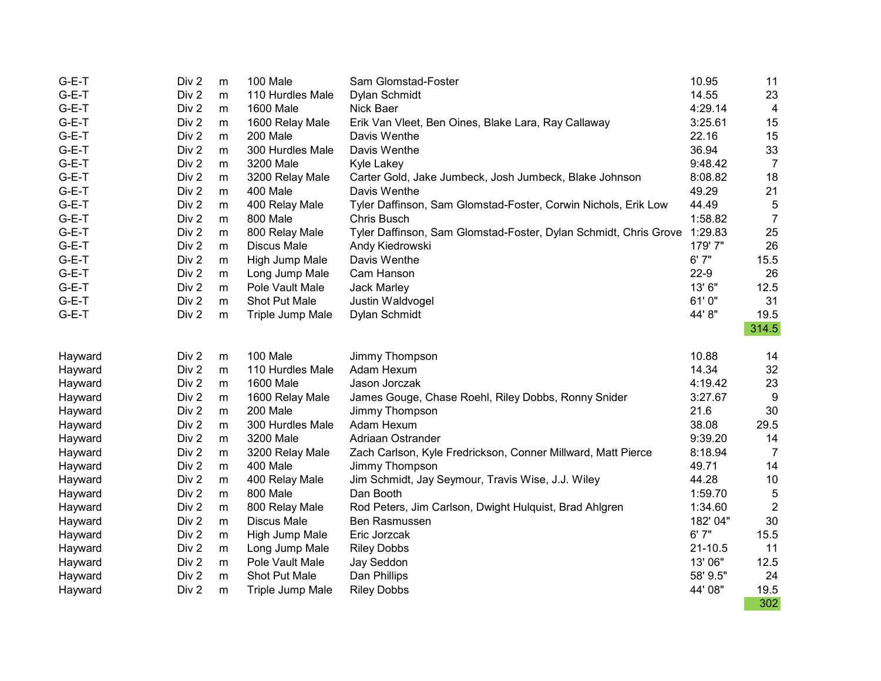| | | | | | | |
|---|---|---|---|---|---|---|
| G-E-T | Div 2 | m | 100 Male | Sam Glomstad-Foster | 10.95 | 11 |
| G-E-T | Div 2 | m | 110 Hurdles Male | Dylan Schmidt | 14.55 | 23 |
| G-E-T | Div 2 | m | 1600 Male | Nick Baer | 4:29.14 | 4 |
| G-E-T | Div 2 | m | 1600 Relay Male | Erik Van Vleet, Ben Oines, Blake Lara, Ray Callaway | 3:25.61 | 15 |
| G-E-T | Div 2 | m | 200 Male | Davis Wenthe | 22.16 | 15 |
| G-E-T | Div 2 | m | 300 Hurdles Male | Davis Wenthe | 36.94 | 33 |
| G-E-T | Div 2 | m | 3200 Male | Kyle Lakey | 9:48.42 | 7 |
| G-E-T | Div 2 | m | 3200 Relay Male | Carter Gold, Jake Jumbeck, Josh Jumbeck, Blake Johnson | 8:08.82 | 18 |
| G-E-T | Div 2 | m | 400 Male | Davis Wenthe | 49.29 | 21 |
| G-E-T | Div 2 | m | 400 Relay Male | Tyler Daffinson, Sam Glomstad-Foster, Corwin Nichols, Erik Low | 44.49 | 5 |
| G-E-T | Div 2 | m | 800 Male | Chris Busch | 1:58.82 | 7 |
| G-E-T | Div 2 | m | 800 Relay Male | Tyler Daffinson, Sam Glomstad-Foster, Dylan Schmidt, Chris Grove | 1:29.83 | 25 |
| G-E-T | Div 2 | m | Discus Male | Andy Kiedrowski | 179' 7" | 26 |
| G-E-T | Div 2 | m | High Jump Male | Davis Wenthe | 6' 7" | 15.5 |
| G-E-T | Div 2 | m | Long Jump Male | Cam Hanson | 22-9 | 26 |
| G-E-T | Div 2 | m | Pole Vault Male | Jack Marley | 13' 6" | 12.5 |
| G-E-T | Div 2 | m | Shot Put Male | Justin Waldvogel | 61' 0" | 31 |
| G-E-T | Div 2 | m | Triple Jump Male | Dylan Schmidt | 44' 8" | 19.5 |
| | | | | | | 314.5 |
| | | | | | | |
| Hayward | Div 2 | m | 100 Male | Jimmy Thompson | 10.88 | 14 |
| Hayward | Div 2 | m | 110 Hurdles Male | Adam Hexum | 14.34 | 32 |
| Hayward | Div 2 | m | 1600 Male | Jason Jorczak | 4:19.42 | 23 |
| Hayward | Div 2 | m | 1600 Relay Male | James Gouge, Chase Roehl, Riley Dobbs, Ronny Snider | 3:27.67 | 9 |
| Hayward | Div 2 | m | 200 Male | Jimmy Thompson | 21.6 | 30 |
| Hayward | Div 2 | m | 300 Hurdles Male | Adam Hexum | 38.08 | 29.5 |
| Hayward | Div 2 | m | 3200 Male | Adriaan Ostrander | 9:39.20 | 14 |
| Hayward | Div 2 | m | 3200 Relay Male | Zach Carlson, Kyle Fredrickson, Conner Millward, Matt Pierce | 8:18.94 | 7 |
| Hayward | Div 2 | m | 400 Male | Jimmy Thompson | 49.71 | 14 |
| Hayward | Div 2 | m | 400 Relay Male | Jim Schmidt, Jay Seymour, Travis Wise, J.J. Wiley | 44.28 | 10 |
| Hayward | Div 2 | m | 800 Male | Dan Booth | 1:59.70 | 5 |
| Hayward | Div 2 | m | 800 Relay Male | Rod Peters, Jim Carlson, Dwight Hulquist, Brad Ahlgren | 1:34.60 | 2 |
| Hayward | Div 2 | m | Discus Male | Ben Rasmussen | 182' 04" | 30 |
| Hayward | Div 2 | m | High Jump Male | Eric Jorzcak | 6' 7" | 15.5 |
| Hayward | Div 2 | m | Long Jump Male | Riley Dobbs | 21-10.5 | 11 |
| Hayward | Div 2 | m | Pole Vault Male | Jay Seddon | 13' 06" | 12.5 |
| Hayward | Div 2 | m | Shot Put Male | Dan Phillips | 58' 9.5" | 24 |
| Hayward | Div 2 | m | Triple Jump Male | Riley Dobbs | 44' 08" | 19.5 |
| | | | | | | 302 |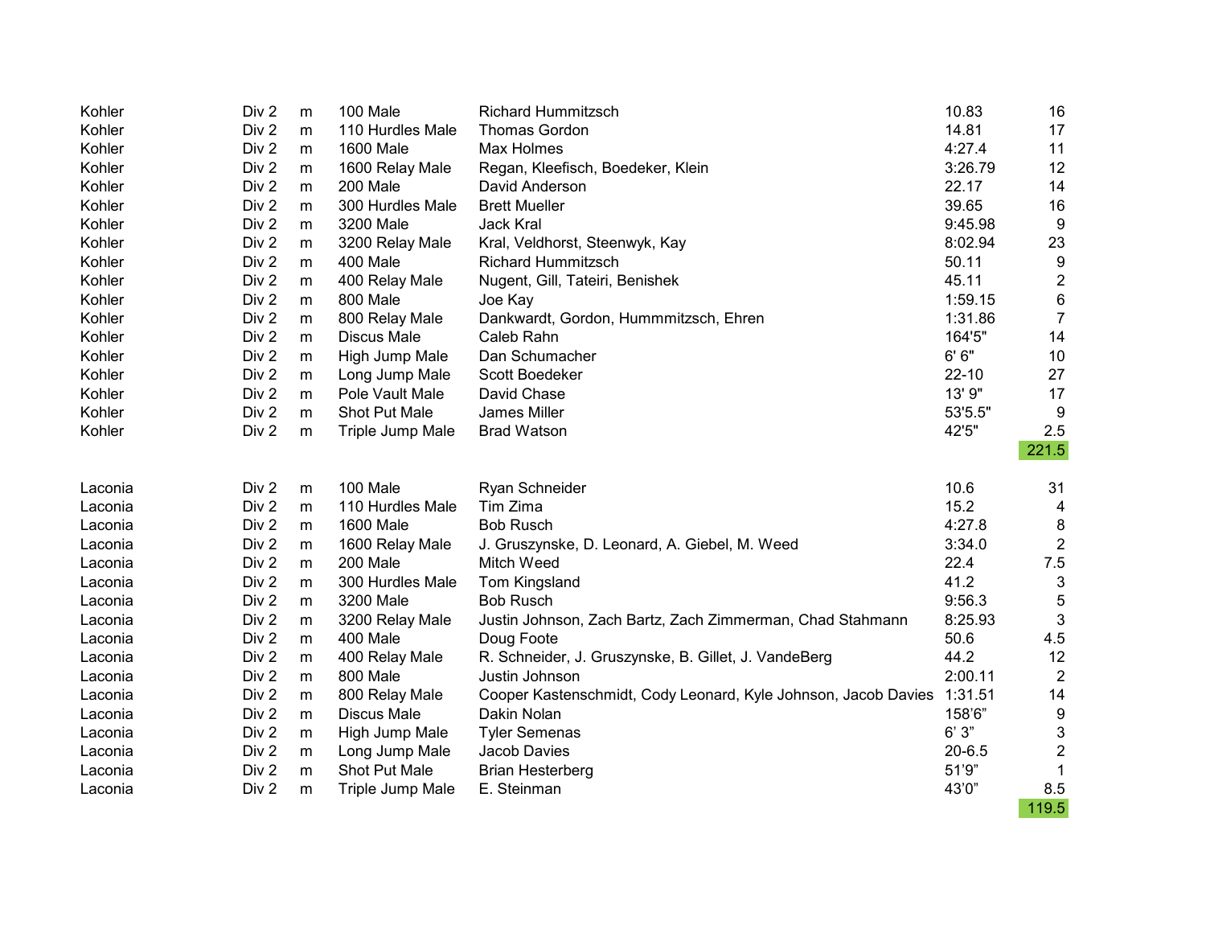| | | | | | | |
|---|---|---|---|---|---|---|
| Kohler | Div 2 | m | 100 Male | Richard Hummitzsch | 10.83 | 16 |
| Kohler | Div 2 | m | 110 Hurdles Male | Thomas Gordon | 14.81 | 17 |
| Kohler | Div 2 | m | 1600 Male | Max Holmes | 4:27.4 | 11 |
| Kohler | Div 2 | m | 1600 Relay Male | Regan, Kleefisch, Boedeker, Klein | 3:26.79 | 12 |
| Kohler | Div 2 | m | 200 Male | David Anderson | 22.17 | 14 |
| Kohler | Div 2 | m | 300 Hurdles Male | Brett Mueller | 39.65 | 16 |
| Kohler | Div 2 | m | 3200 Male | Jack Kral | 9:45.98 | 9 |
| Kohler | Div 2 | m | 3200 Relay Male | Kral, Veldhorst, Steenwyk, Kay | 8:02.94 | 23 |
| Kohler | Div 2 | m | 400 Male | Richard Hummitzsch | 50.11 | 9 |
| Kohler | Div 2 | m | 400 Relay Male | Nugent, Gill, Tateiri, Benishek | 45.11 | 2 |
| Kohler | Div 2 | m | 800 Male | Joe Kay | 1:59.15 | 6 |
| Kohler | Div 2 | m | 800 Relay Male | Dankwardt, Gordon, Hummmitzsch, Ehren | 1:31.86 | 7 |
| Kohler | Div 2 | m | Discus Male | Caleb Rahn | 164'5" | 14 |
| Kohler | Div 2 | m | High Jump Male | Dan Schumacher | 6' 6" | 10 |
| Kohler | Div 2 | m | Long Jump Male | Scott Boedeker | 22-10 | 27 |
| Kohler | Div 2 | m | Pole Vault Male | David Chase | 13' 9" | 17 |
| Kohler | Div 2 | m | Shot Put Male | James Miller | 53'5.5" | 9 |
| Kohler | Div 2 | m | Triple Jump Male | Brad Watson | 42'5" | 2.5 |
| | | | | | | 221.5 |
| | | | | | | |
| Laconia | Div 2 | m | 100 Male | Ryan Schneider | 10.6 | 31 |
| Laconia | Div 2 | m | 110 Hurdles Male | Tim Zima | 15.2 | 4 |
| Laconia | Div 2 | m | 1600 Male | Bob Rusch | 4:27.8 | 8 |
| Laconia | Div 2 | m | 1600 Relay Male | J. Gruszynske, D. Leonard, A. Giebel, M. Weed | 3:34.0 | 2 |
| Laconia | Div 2 | m | 200 Male | Mitch Weed | 22.4 | 7.5 |
| Laconia | Div 2 | m | 300 Hurdles Male | Tom Kingsland | 41.2 | 3 |
| Laconia | Div 2 | m | 3200 Male | Bob Rusch | 9:56.3 | 5 |
| Laconia | Div 2 | m | 3200 Relay Male | Justin Johnson, Zach Bartz, Zach Zimmerman, Chad Stahmann | 8:25.93 | 3 |
| Laconia | Div 2 | m | 400 Male | Doug Foote | 50.6 | 4.5 |
| Laconia | Div 2 | m | 400 Relay Male | R. Schneider, J. Gruszynske, B. Gillet, J. VandeBerg | 44.2 | 12 |
| Laconia | Div 2 | m | 800 Male | Justin Johnson | 2:00.11 | 2 |
| Laconia | Div 2 | m | 800 Relay Male | Cooper Kastenschmidt, Cody Leonard, Kyle Johnson, Jacob Davies | 1:31.51 | 14 |
| Laconia | Div 2 | m | Discus Male | Dakin Nolan | 158'6" | 9 |
| Laconia | Div 2 | m | High Jump Male | Tyler Semenas | 6' 3" | 3 |
| Laconia | Div 2 | m | Long Jump Male | Jacob Davies | 20-6.5 | 2 |
| Laconia | Div 2 | m | Shot Put Male | Brian Hesterberg | 51'9" | 1 |
| Laconia | Div 2 | m | Triple Jump Male | E. Steinman | 43'0" | 8.5 |
| | | | | | | 119.5 |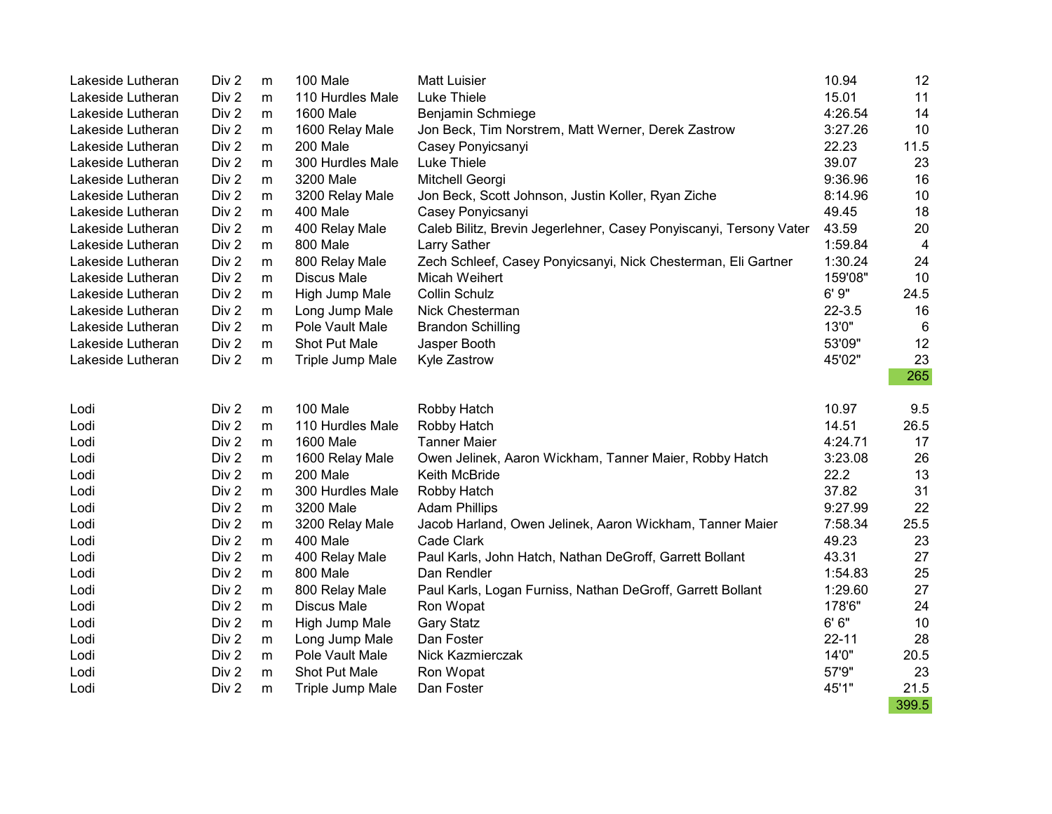| | | | | | | |
|---|---|---|---|---|---|---|
| Lakeside Lutheran | Div 2 | m | 100 Male | Matt Luisier | 10.94 | 12 |
| Lakeside Lutheran | Div 2 | m | 110 Hurdles Male | Luke Thiele | 15.01 | 11 |
| Lakeside Lutheran | Div 2 | m | 1600 Male | Benjamin Schmiege | 4:26.54 | 14 |
| Lakeside Lutheran | Div 2 | m | 1600 Relay Male | Jon Beck, Tim Norstrem, Matt Werner, Derek Zastrow | 3:27.26 | 10 |
| Lakeside Lutheran | Div 2 | m | 200 Male | Casey Ponyicsanyi | 22.23 | 11.5 |
| Lakeside Lutheran | Div 2 | m | 300 Hurdles Male | Luke Thiele | 39.07 | 23 |
| Lakeside Lutheran | Div 2 | m | 3200 Male | Mitchell Georgi | 9:36.96 | 16 |
| Lakeside Lutheran | Div 2 | m | 3200 Relay Male | Jon Beck, Scott Johnson, Justin Koller, Ryan Ziche | 8:14.96 | 10 |
| Lakeside Lutheran | Div 2 | m | 400 Male | Casey Ponyicsanyi | 49.45 | 18 |
| Lakeside Lutheran | Div 2 | m | 400 Relay Male | Caleb Bilitz, Brevin Jegerlehner, Casey Ponyiscanyi, Tersony Vater | 43.59 | 20 |
| Lakeside Lutheran | Div 2 | m | 800 Male | Larry Sather | 1:59.84 | 4 |
| Lakeside Lutheran | Div 2 | m | 800 Relay Male | Zech Schleef, Casey Ponyicsanyi, Nick Chesterman, Eli Gartner | 1:30.24 | 24 |
| Lakeside Lutheran | Div 2 | m | Discus Male | Micah Weihert | 159'08" | 10 |
| Lakeside Lutheran | Div 2 | m | High Jump Male | Collin Schulz | 6' 9" | 24.5 |
| Lakeside Lutheran | Div 2 | m | Long Jump Male | Nick Chesterman | 22-3.5 | 16 |
| Lakeside Lutheran | Div 2 | m | Pole Vault Male | Brandon Schilling | 13'0" | 6 |
| Lakeside Lutheran | Div 2 | m | Shot Put Male | Jasper Booth | 53'09" | 12 |
| Lakeside Lutheran | Div 2 | m | Triple Jump Male | Kyle Zastrow | 45'02" | 23 |
| | | | | | | 265 |

| | | | | | | |
|---|---|---|---|---|---|---|
| Lodi | Div 2 | m | 100 Male | Robby Hatch | 10.97 | 9.5 |
| Lodi | Div 2 | m | 110 Hurdles Male | Robby Hatch | 14.51 | 26.5 |
| Lodi | Div 2 | m | 1600 Male | Tanner Maier | 4:24.71 | 17 |
| Lodi | Div 2 | m | 1600 Relay Male | Owen Jelinek, Aaron Wickham, Tanner Maier, Robby Hatch | 3:23.08 | 26 |
| Lodi | Div 2 | m | 200 Male | Keith McBride | 22.2 | 13 |
| Lodi | Div 2 | m | 300 Hurdles Male | Robby Hatch | 37.82 | 31 |
| Lodi | Div 2 | m | 3200 Male | Adam Phillips | 9:27.99 | 22 |
| Lodi | Div 2 | m | 3200 Relay Male | Jacob Harland, Owen Jelinek, Aaron Wickham, Tanner Maier | 7:58.34 | 25.5 |
| Lodi | Div 2 | m | 400 Male | Cade Clark | 49.23 | 23 |
| Lodi | Div 2 | m | 400 Relay Male | Paul Karls, John Hatch, Nathan DeGroff, Garrett Bollant | 43.31 | 27 |
| Lodi | Div 2 | m | 800 Male | Dan Rendler | 1:54.83 | 25 |
| Lodi | Div 2 | m | 800 Relay Male | Paul Karls, Logan Furniss, Nathan DeGroff, Garrett Bollant | 1:29.60 | 27 |
| Lodi | Div 2 | m | Discus Male | Ron Wopat | 178'6" | 24 |
| Lodi | Div 2 | m | High Jump Male | Gary Statz | 6' 6" | 10 |
| Lodi | Div 2 | m | Long Jump Male | Dan Foster | 22-11 | 28 |
| Lodi | Div 2 | m | Pole Vault Male | Nick Kazmierczak | 14'0" | 20.5 |
| Lodi | Div 2 | m | Shot Put Male | Ron Wopat | 57'9" | 23 |
| Lodi | Div 2 | m | Triple Jump Male | Dan Foster | 45'1" | 21.5 |
| | | | | | | 399.5 |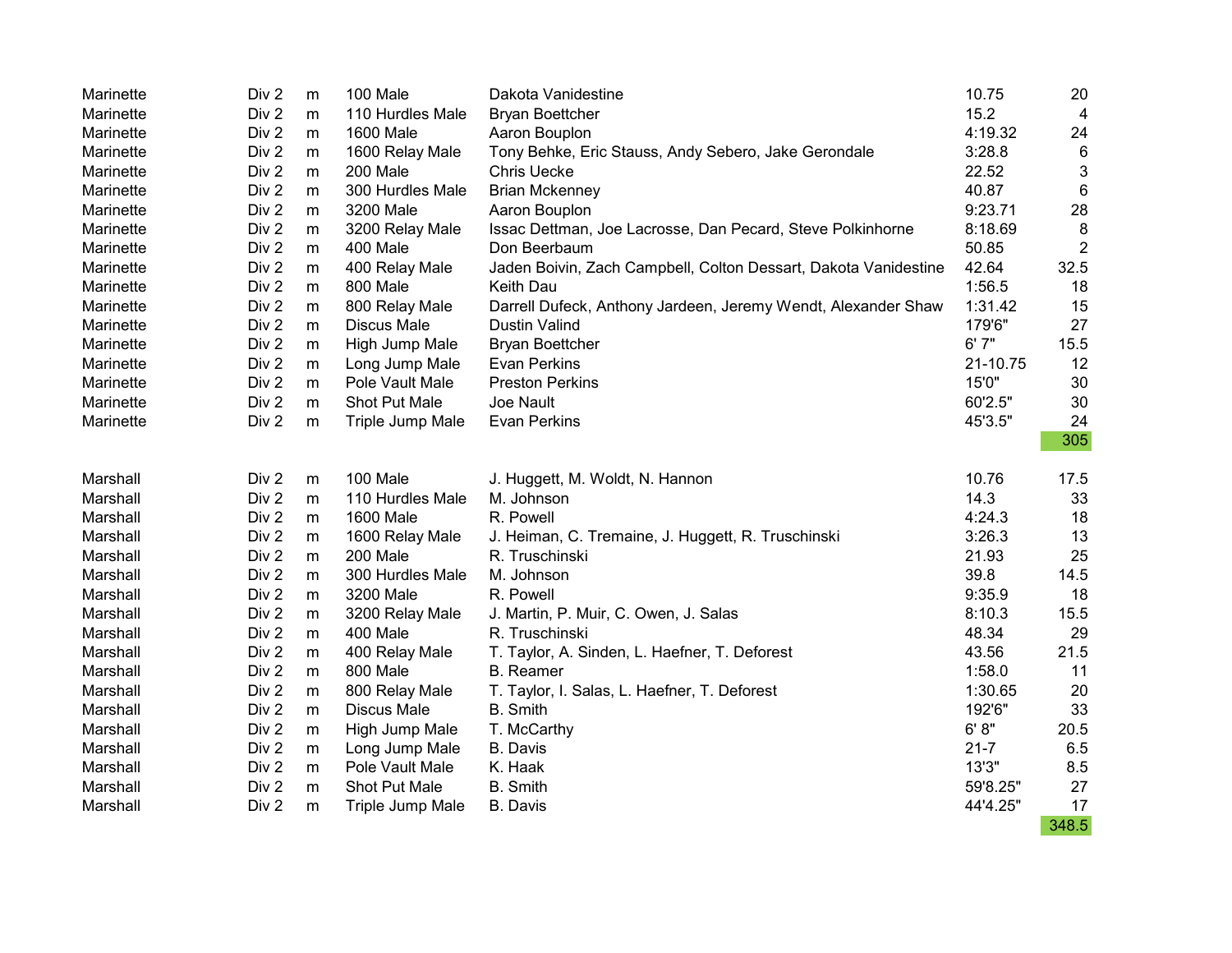| | | | | | | |
|---|---|---|---|---|---|---|
| Marinette | Div 2 | m | 100 Male | Dakota Vanidestine | 10.75 | 20 |
| Marinette | Div 2 | m | 110 Hurdles Male | Bryan Boettcher | 15.2 | 4 |
| Marinette | Div 2 | m | 1600 Male | Aaron Bouplon | 4:19.32 | 24 |
| Marinette | Div 2 | m | 1600 Relay Male | Tony Behke, Eric Stauss, Andy Sebero, Jake Gerondale | 3:28.8 | 6 |
| Marinette | Div 2 | m | 200 Male | Chris Uecke | 22.52 | 3 |
| Marinette | Div 2 | m | 300 Hurdles Male | Brian Mckenney | 40.87 | 6 |
| Marinette | Div 2 | m | 3200 Male | Aaron Bouplon | 9:23.71 | 28 |
| Marinette | Div 2 | m | 3200 Relay Male | Issac Dettman, Joe Lacrosse, Dan Pecard, Steve Polkinhorne | 8:18.69 | 8 |
| Marinette | Div 2 | m | 400 Male | Don Beerbaum | 50.85 | 2 |
| Marinette | Div 2 | m | 400 Relay Male | Jaden Boivin, Zach Campbell, Colton Dessart, Dakota Vanidestine | 42.64 | 32.5 |
| Marinette | Div 2 | m | 800 Male | Keith Dau | 1:56.5 | 18 |
| Marinette | Div 2 | m | 800 Relay Male | Darrell Dufeck, Anthony Jardeen, Jeremy Wendt, Alexander Shaw | 1:31.42 | 15 |
| Marinette | Div 2 | m | Discus Male | Dustin Valind | 179'6" | 27 |
| Marinette | Div 2 | m | High Jump Male | Bryan Boettcher | 6' 7" | 15.5 |
| Marinette | Div 2 | m | Long Jump Male | Evan Perkins | 21-10.75 | 12 |
| Marinette | Div 2 | m | Pole Vault Male | Preston Perkins | 15'0" | 30 |
| Marinette | Div 2 | m | Shot Put Male | Joe Nault | 60'2.5" | 30 |
| Marinette | Div 2 | m | Triple Jump Male | Evan Perkins | 45'3.5" | 24 |
| | | | | | | 305 |
| | | | | | | |
| Marshall | Div 2 | m | 100 Male | J. Huggett, M. Woldt, N. Hannon | 10.76 | 17.5 |
| Marshall | Div 2 | m | 110 Hurdles Male | M. Johnson | 14.3 | 33 |
| Marshall | Div 2 | m | 1600 Male | R. Powell | 4:24.3 | 18 |
| Marshall | Div 2 | m | 1600 Relay Male | J. Heiman, C. Tremaine, J. Huggett, R. Truschinski | 3:26.3 | 13 |
| Marshall | Div 2 | m | 200 Male | R. Truschinski | 21.93 | 25 |
| Marshall | Div 2 | m | 300 Hurdles Male | M. Johnson | 39.8 | 14.5 |
| Marshall | Div 2 | m | 3200 Male | R. Powell | 9:35.9 | 18 |
| Marshall | Div 2 | m | 3200 Relay Male | J. Martin, P. Muir, C. Owen, J. Salas | 8:10.3 | 15.5 |
| Marshall | Div 2 | m | 400 Male | R. Truschinski | 48.34 | 29 |
| Marshall | Div 2 | m | 400 Relay Male | T. Taylor, A. Sinden, L. Haefner, T. Deforest | 43.56 | 21.5 |
| Marshall | Div 2 | m | 800 Male | B. Reamer | 1:58.0 | 11 |
| Marshall | Div 2 | m | 800 Relay Male | T. Taylor, I. Salas, L. Haefner, T. Deforest | 1:30.65 | 20 |
| Marshall | Div 2 | m | Discus Male | B. Smith | 192'6" | 33 |
| Marshall | Div 2 | m | High Jump Male | T. McCarthy | 6' 8" | 20.5 |
| Marshall | Div 2 | m | Long Jump Male | B. Davis | 21-7 | 6.5 |
| Marshall | Div 2 | m | Pole Vault Male | K. Haak | 13'3" | 8.5 |
| Marshall | Div 2 | m | Shot Put Male | B. Smith | 59'8.25" | 27 |
| Marshall | Div 2 | m | Triple Jump Male | B. Davis | 44'4.25" | 17 |
| | | | | | | 348.5 |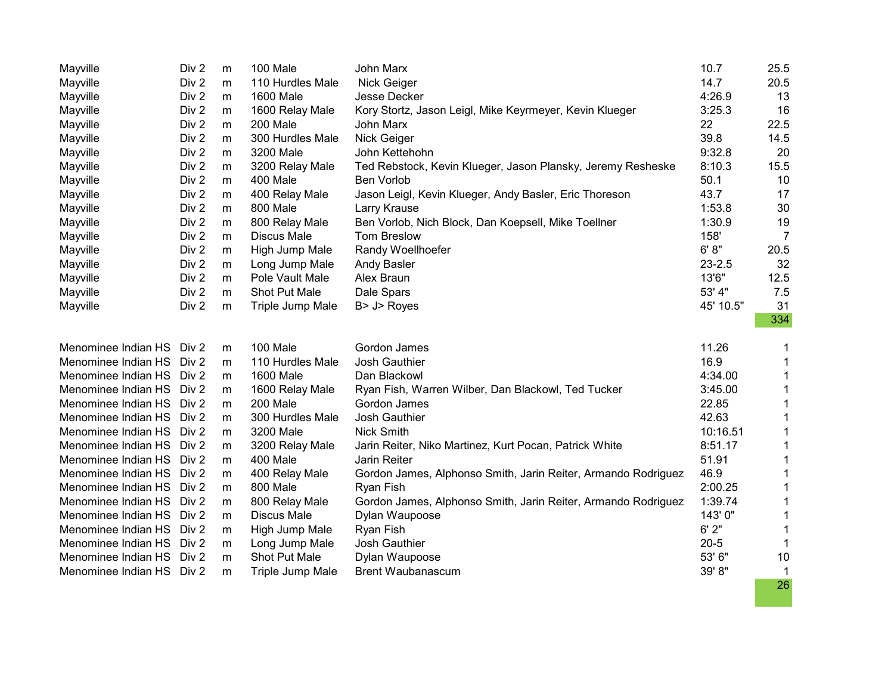| | | | | | | |
|---|---|---|---|---|---|---|
| Mayville | Div 2 | m | 100 Male | John Marx | 10.7 | 25.5 |
| Mayville | Div 2 | m | 110 Hurdles Male | Nick Geiger | 14.7 | 20.5 |
| Mayville | Div 2 | m | 1600 Male | Jesse Decker | 4:26.9 | 13 |
| Mayville | Div 2 | m | 1600 Relay Male | Kory Stortz, Jason Leigl, Mike Keyrmeyer, Kevin Klueger | 3:25.3 | 16 |
| Mayville | Div 2 | m | 200 Male | John Marx | 22 | 22.5 |
| Mayville | Div 2 | m | 300 Hurdles Male | Nick Geiger | 39.8 | 14.5 |
| Mayville | Div 2 | m | 3200 Male | John Kettehohn | 9:32.8 | 20 |
| Mayville | Div 2 | m | 3200 Relay Male | Ted Rebstock, Kevin Klueger, Jason Plansky, Jeremy Resheske | 8:10.3 | 15.5 |
| Mayville | Div 2 | m | 400 Male | Ben Vorlob | 50.1 | 10 |
| Mayville | Div 2 | m | 400 Relay Male | Jason Leigl, Kevin Klueger, Andy Basler, Eric Thoreson | 43.7 | 17 |
| Mayville | Div 2 | m | 800 Male | Larry Krause | 1:53.8 | 30 |
| Mayville | Div 2 | m | 800 Relay Male | Ben Vorlob, Nich Block, Dan Koepsell, Mike Toellner | 1:30.9 | 19 |
| Mayville | Div 2 | m | Discus Male | Tom Breslow | 158' | 7 |
| Mayville | Div 2 | m | High Jump Male | Randy Woellhoefer | 6' 8" | 20.5 |
| Mayville | Div 2 | m | Long Jump Male | Andy Basler | 23-2.5 | 32 |
| Mayville | Div 2 | m | Pole Vault Male | Alex Braun | 13'6" | 12.5 |
| Mayville | Div 2 | m | Shot Put Male | Dale Spars | 53' 4" | 7.5 |
| Mayville | Div 2 | m | Triple Jump Male | B> J> Royes | 45' 10.5" | 31 |
| | | | | | | 334 |
| | | | | | | |
| Menominee Indian HS | Div 2 | m | 100 Male | Gordon James | 11.26 | 1 |
| Menominee Indian HS | Div 2 | m | 110 Hurdles Male | Josh Gauthier | 16.9 | 1 |
| Menominee Indian HS | Div 2 | m | 1600 Male | Dan Blackowl | 4:34.00 | 1 |
| Menominee Indian HS | Div 2 | m | 1600 Relay Male | Ryan Fish, Warren Wilber, Dan Blackowl, Ted Tucker | 3:45.00 | 1 |
| Menominee Indian HS | Div 2 | m | 200 Male | Gordon James | 22.85 | 1 |
| Menominee Indian HS | Div 2 | m | 300 Hurdles Male | Josh Gauthier | 42.63 | 1 |
| Menominee Indian HS | Div 2 | m | 3200 Male | Nick Smith | 10:16.51 | 1 |
| Menominee Indian HS | Div 2 | m | 3200 Relay Male | Jarin Reiter, Niko Martinez, Kurt Pocan, Patrick White | 8:51.17 | 1 |
| Menominee Indian HS | Div 2 | m | 400 Male | Jarin Reiter | 51.91 | 1 |
| Menominee Indian HS | Div 2 | m | 400 Relay Male | Gordon James, Alphonso Smith, Jarin Reiter, Armando Rodriguez | 46.9 | 1 |
| Menominee Indian HS | Div 2 | m | 800 Male | Ryan Fish | 2:00.25 | 1 |
| Menominee Indian HS | Div 2 | m | 800 Relay Male | Gordon James, Alphonso Smith, Jarin Reiter, Armando Rodriguez | 1:39.74 | 1 |
| Menominee Indian HS | Div 2 | m | Discus Male | Dylan Waupoose | 143' 0" | 1 |
| Menominee Indian HS | Div 2 | m | High Jump Male | Ryan Fish | 6' 2" | 1 |
| Menominee Indian HS | Div 2 | m | Long Jump Male | Josh Gauthier | 20-5 | 1 |
| Menominee Indian HS | Div 2 | m | Shot Put Male | Dylan Waupoose | 53' 6" | 10 |
| Menominee Indian HS | Div 2 | m | Triple Jump Male | Brent Waubanascum | 39' 8" | 1 |
| | | | | | | 26 |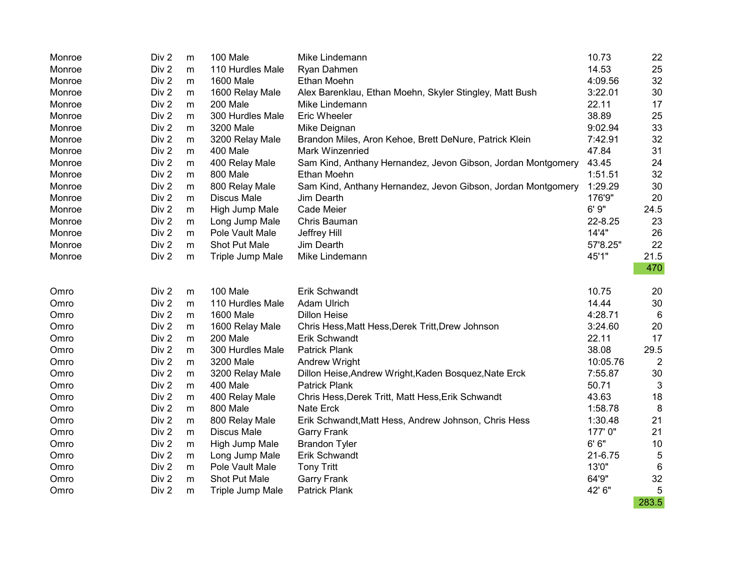| | | | | | | |
|---|---|---|---|---|---|---|
| Monroe | Div 2 | m | 100 Male | Mike Lindemann | 10.73 | 22 |
| Monroe | Div 2 | m | 110 Hurdles Male | Ryan Dahmen | 14.53 | 25 |
| Monroe | Div 2 | m | 1600 Male | Ethan Moehn | 4:09.56 | 32 |
| Monroe | Div 2 | m | 1600 Relay Male | Alex Barenklau, Ethan Moehn, Skyler Stingley, Matt Bush | 3:22.01 | 30 |
| Monroe | Div 2 | m | 200 Male | Mike Lindemann | 22.11 | 17 |
| Monroe | Div 2 | m | 300 Hurdles Male | Eric Wheeler | 38.89 | 25 |
| Monroe | Div 2 | m | 3200 Male | Mike Deignan | 9:02.94 | 33 |
| Monroe | Div 2 | m | 3200 Relay Male | Brandon Miles, Aron Kehoe, Brett DeNure, Patrick Klein | 7:42.91 | 32 |
| Monroe | Div 2 | m | 400 Male | Mark Winzenried | 47.84 | 31 |
| Monroe | Div 2 | m | 400 Relay Male | Sam Kind, Anthany Hernandez, Jevon Gibson, Jordan Montgomery | 43.45 | 24 |
| Monroe | Div 2 | m | 800 Male | Ethan Moehn | 1:51.51 | 32 |
| Monroe | Div 2 | m | 800 Relay Male | Sam Kind, Anthany Hernandez, Jevon Gibson, Jordan Montgomery | 1:29.29 | 30 |
| Monroe | Div 2 | m | Discus Male | Jim Dearth | 176'9" | 20 |
| Monroe | Div 2 | m | High Jump Male | Cade Meier | 6' 9" | 24.5 |
| Monroe | Div 2 | m | Long Jump Male | Chris Bauman | 22-8.25 | 23 |
| Monroe | Div 2 | m | Pole Vault Male | Jeffrey Hill | 14'4" | 26 |
| Monroe | Div 2 | m | Shot Put Male | Jim Dearth | 57'8.25" | 22 |
| Monroe | Div 2 | m | Triple Jump Male | Mike Lindemann | 45'1" | 21.5 |
| | | | | | | 470 |
| | | | | | | |
| Omro | Div 2 | m | 100 Male | Erik Schwandt | 10.75 | 20 |
| Omro | Div 2 | m | 110 Hurdles Male | Adam Ulrich | 14.44 | 30 |
| Omro | Div 2 | m | 1600 Male | Dillon Heise | 4:28.71 | 6 |
| Omro | Div 2 | m | 1600 Relay Male | Chris Hess,Matt Hess,Derek Tritt,Drew Johnson | 3:24.60 | 20 |
| Omro | Div 2 | m | 200 Male | Erik Schwandt | 22.11 | 17 |
| Omro | Div 2 | m | 300 Hurdles Male | Patrick Plank | 38.08 | 29.5 |
| Omro | Div 2 | m | 3200 Male | Andrew Wright | 10:05.76 | 2 |
| Omro | Div 2 | m | 3200 Relay Male | Dillon Heise,Andrew Wright,Kaden Bosquez,Nate Erck | 7:55.87 | 30 |
| Omro | Div 2 | m | 400 Male | Patrick Plank | 50.71 | 3 |
| Omro | Div 2 | m | 400 Relay Male | Chris Hess,Derek Tritt, Matt Hess,Erik Schwandt | 43.63 | 18 |
| Omro | Div 2 | m | 800 Male | Nate Erck | 1:58.78 | 8 |
| Omro | Div 2 | m | 800 Relay Male | Erik Schwandt,Matt Hess, Andrew Johnson, Chris Hess | 1:30.48 | 21 |
| Omro | Div 2 | m | Discus Male | Garry Frank | 177' 0" | 21 |
| Omro | Div 2 | m | High Jump Male | Brandon Tyler | 6' 6" | 10 |
| Omro | Div 2 | m | Long Jump Male | Erik Schwandt | 21-6.75 | 5 |
| Omro | Div 2 | m | Pole Vault Male | Tony Tritt | 13'0" | 6 |
| Omro | Div 2 | m | Shot Put Male | Garry Frank | 64'9" | 32 |
| Omro | Div 2 | m | Triple Jump Male | Patrick Plank | 42' 6" | 5 |
| | | | | | | 283.5 |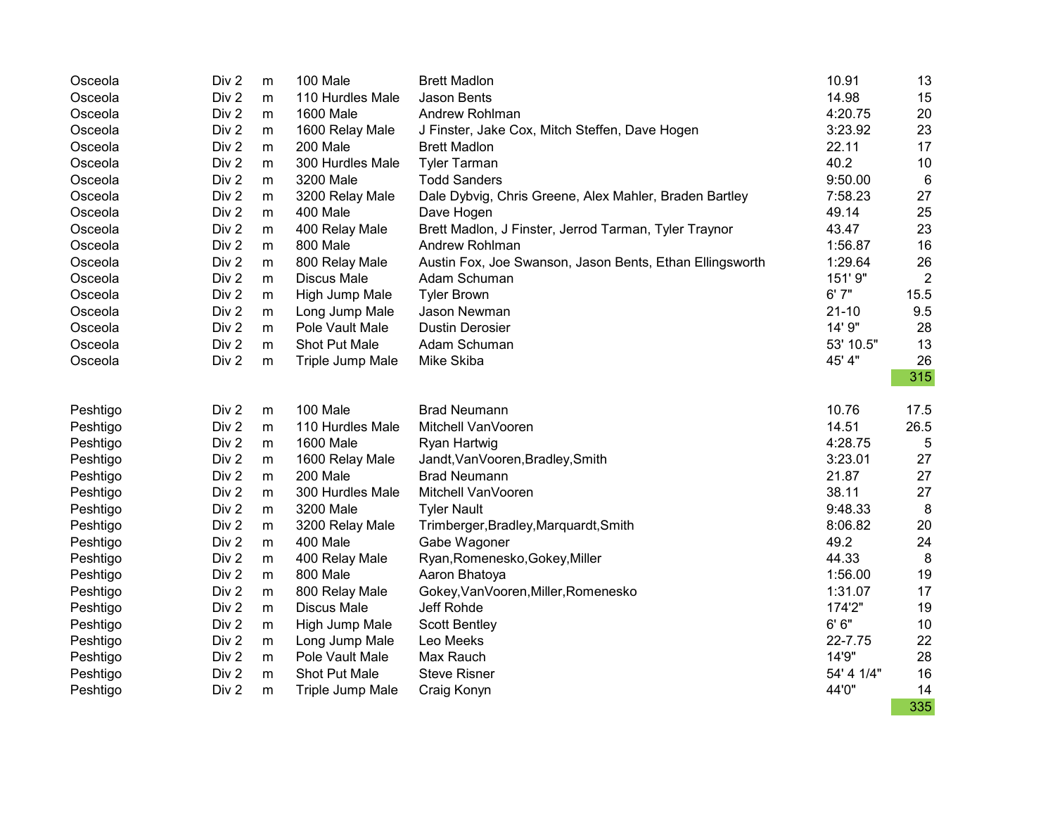| | | | | | | |
|---|---|---|---|---|---|---|
| Osceola | Div 2 | m | 100 Male | Brett Madlon | 10.91 | 13 |
| Osceola | Div 2 | m | 110 Hurdles Male | Jason Bents | 14.98 | 15 |
| Osceola | Div 2 | m | 1600 Male | Andrew Rohlman | 4:20.75 | 20 |
| Osceola | Div 2 | m | 1600 Relay Male | J Finster, Jake Cox, Mitch Steffen, Dave Hogen | 3:23.92 | 23 |
| Osceola | Div 2 | m | 200 Male | Brett Madlon | 22.11 | 17 |
| Osceola | Div 2 | m | 300 Hurdles Male | Tyler Tarman | 40.2 | 10 |
| Osceola | Div 2 | m | 3200 Male | Todd Sanders | 9:50.00 | 6 |
| Osceola | Div 2 | m | 3200 Relay Male | Dale Dybvig, Chris Greene, Alex Mahler, Braden Bartley | 7:58.23 | 27 |
| Osceola | Div 2 | m | 400 Male | Dave Hogen | 49.14 | 25 |
| Osceola | Div 2 | m | 400 Relay Male | Brett Madlon, J Finster, Jerrod Tarman, Tyler Traynor | 43.47 | 23 |
| Osceola | Div 2 | m | 800 Male | Andrew Rohlman | 1:56.87 | 16 |
| Osceola | Div 2 | m | 800 Relay Male | Austin Fox, Joe Swanson, Jason Bents, Ethan Ellingsworth | 1:29.64 | 26 |
| Osceola | Div 2 | m | Discus Male | Adam Schuman | 151' 9" | 2 |
| Osceola | Div 2 | m | High Jump Male | Tyler Brown | 6' 7" | 15.5 |
| Osceola | Div 2 | m | Long Jump Male | Jason Newman | 21-10 | 9.5 |
| Osceola | Div 2 | m | Pole Vault Male | Dustin Derosier | 14' 9" | 28 |
| Osceola | Div 2 | m | Shot Put Male | Adam Schuman | 53' 10.5" | 13 |
| Osceola | Div 2 | m | Triple Jump Male | Mike Skiba | 45' 4" | 26 |
| | | | | | | 315 |
| | | | | | | |
| Peshtigo | Div 2 | m | 100 Male | Brad Neumann | 10.76 | 17.5 |
| Peshtigo | Div 2 | m | 110 Hurdles Male | Mitchell VanVooren | 14.51 | 26.5 |
| Peshtigo | Div 2 | m | 1600 Male | Ryan Hartwig | 4:28.75 | 5 |
| Peshtigo | Div 2 | m | 1600 Relay Male | Jandt,VanVooren,Bradley,Smith | 3:23.01 | 27 |
| Peshtigo | Div 2 | m | 200 Male | Brad Neumann | 21.87 | 27 |
| Peshtigo | Div 2 | m | 300 Hurdles Male | Mitchell VanVooren | 38.11 | 27 |
| Peshtigo | Div 2 | m | 3200 Male | Tyler Nault | 9:48.33 | 8 |
| Peshtigo | Div 2 | m | 3200 Relay Male | Trimberger,Bradley,Marquardt,Smith | 8:06.82 | 20 |
| Peshtigo | Div 2 | m | 400 Male | Gabe Wagoner | 49.2 | 24 |
| Peshtigo | Div 2 | m | 400 Relay Male | Ryan,Romenesko,Gokey,Miller | 44.33 | 8 |
| Peshtigo | Div 2 | m | 800 Male | Aaron Bhatoya | 1:56.00 | 19 |
| Peshtigo | Div 2 | m | 800 Relay Male | Gokey,VanVooren,Miller,Romenesko | 1:31.07 | 17 |
| Peshtigo | Div 2 | m | Discus Male | Jeff Rohde | 174'2" | 19 |
| Peshtigo | Div 2 | m | High Jump Male | Scott Bentley | 6' 6" | 10 |
| Peshtigo | Div 2 | m | Long Jump Male | Leo Meeks | 22-7.75 | 22 |
| Peshtigo | Div 2 | m | Pole Vault Male | Max Rauch | 14'9" | 28 |
| Peshtigo | Div 2 | m | Shot Put Male | Steve Risner | 54' 4 1/4" | 16 |
| Peshtigo | Div 2 | m | Triple Jump Male | Craig Konyn | 44'0" | 14 |
| | | | | | | 335 |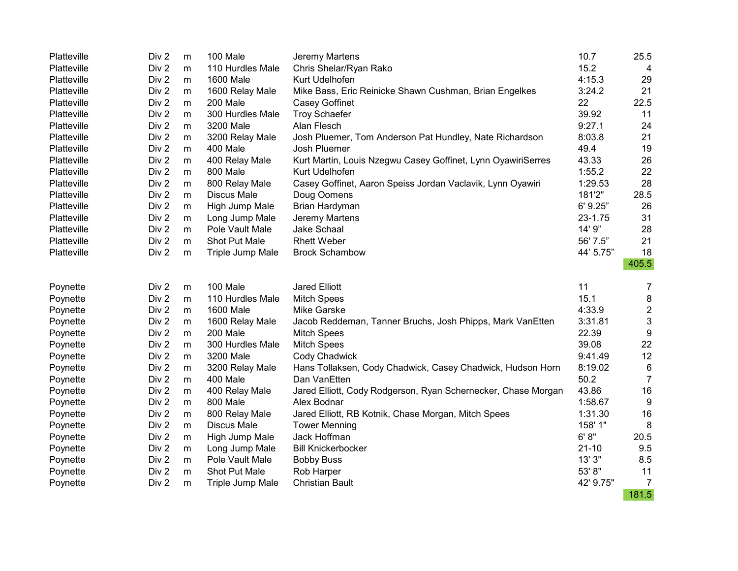| | | | | | | |
|---|---|---|---|---|---|---|
| Platteville | Div 2 | m | 100 Male | Jeremy Martens | 10.7 | 25.5 |
| Platteville | Div 2 | m | 110 Hurdles Male | Chris Shelar/Ryan Rako | 15.2 | 4 |
| Platteville | Div 2 | m | 1600 Male | Kurt Udelhofen | 4:15.3 | 29 |
| Platteville | Div 2 | m | 1600 Relay Male | Mike Bass, Eric Reinicke Shawn Cushman, Brian Engelkes | 3:24.2 | 21 |
| Platteville | Div 2 | m | 200 Male | Casey Goffinet | 22 | 22.5 |
| Platteville | Div 2 | m | 300 Hurdles Male | Troy Schaefer | 39.92 | 11 |
| Platteville | Div 2 | m | 3200 Male | Alan Flesch | 9:27.1 | 24 |
| Platteville | Div 2 | m | 3200 Relay Male | Josh Pluemer, Tom Anderson Pat Hundley, Nate Richardson | 8:03.8 | 21 |
| Platteville | Div 2 | m | 400 Male | Josh Pluemer | 49.4 | 19 |
| Platteville | Div 2 | m | 400 Relay Male | Kurt Martin, Louis Nzegwu Casey Goffinet, Lynn OyawiriSerres | 43.33 | 26 |
| Platteville | Div 2 | m | 800 Male | Kurt Udelhofen | 1:55.2 | 22 |
| Platteville | Div 2 | m | 800 Relay Male | Casey Goffinet, Aaron Speiss Jordan Vaclavik, Lynn Oyawiri | 1:29.53 | 28 |
| Platteville | Div 2 | m | Discus Male | Doug Oomens | 181'2" | 28.5 |
| Platteville | Div 2 | m | High Jump Male | Brian Hardyman | 6' 9.25" | 26 |
| Platteville | Div 2 | m | Long Jump Male | Jeremy Martens | 23-1.75 | 31 |
| Platteville | Div 2 | m | Pole Vault Male | Jake Schaal | 14' 9" | 28 |
| Platteville | Div 2 | m | Shot Put Male | Rhett Weber | 56' 7.5" | 21 |
| Platteville | Div 2 | m | Triple Jump Male | Brock Schambow | 44' 5.75" | 18 |
| | | | | | | 405.5 |
| | | | | | | |
| Poynette | Div 2 | m | 100 Male | Jared Elliott | 11 | 7 |
| Poynette | Div 2 | m | 110 Hurdles Male | Mitch Spees | 15.1 | 8 |
| Poynette | Div 2 | m | 1600 Male | Mike Garske | 4:33.9 | 2 |
| Poynette | Div 2 | m | 1600 Relay Male | Jacob Reddeman, Tanner Bruchs, Josh Phipps, Mark VanEtten | 3:31.81 | 3 |
| Poynette | Div 2 | m | 200 Male | Mitch Spees | 22.39 | 9 |
| Poynette | Div 2 | m | 300 Hurdles Male | Mitch Spees | 39.08 | 22 |
| Poynette | Div 2 | m | 3200 Male | Cody Chadwick | 9:41.49 | 12 |
| Poynette | Div 2 | m | 3200 Relay Male | Hans Tollaksen, Cody Chadwick, Casey Chadwick, Hudson Horn | 8:19.02 | 6 |
| Poynette | Div 2 | m | 400 Male | Dan VanEtten | 50.2 | 7 |
| Poynette | Div 2 | m | 400 Relay Male | Jared Elliott, Cody Rodgerson, Ryan Schernecker, Chase Morgan | 43.86 | 16 |
| Poynette | Div 2 | m | 800 Male | Alex Bodnar | 1:58.67 | 9 |
| Poynette | Div 2 | m | 800 Relay Male | Jared Elliott, RB Kotnik, Chase Morgan, Mitch Spees | 1:31.30 | 16 |
| Poynette | Div 2 | m | Discus Male | Tower Menning | 158' 1" | 8 |
| Poynette | Div 2 | m | High Jump Male | Jack Hoffman | 6' 8" | 20.5 |
| Poynette | Div 2 | m | Long Jump Male | Bill Knickerbocker | 21-10 | 9.5 |
| Poynette | Div 2 | m | Pole Vault Male | Bobby Buss | 13' 3" | 8.5 |
| Poynette | Div 2 | m | Shot Put Male | Rob Harper | 53' 8" | 11 |
| Poynette | Div 2 | m | Triple Jump Male | Christian Bault | 42' 9.75" | 7 |
| | | | | | | 181.5 |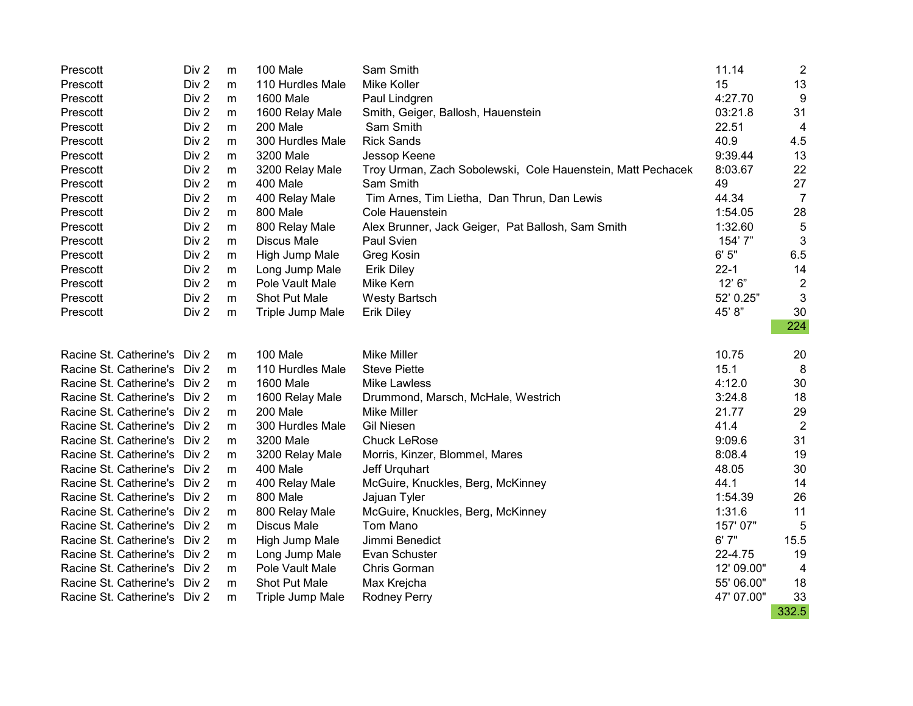| | | | | | | |
|---|---|---|---|---|---|---|
| Prescott | Div 2 | m | 100 Male | Sam Smith | 11.14 | 2 |
| Prescott | Div 2 | m | 110 Hurdles Male | Mike Koller | 15 | 13 |
| Prescott | Div 2 | m | 1600 Male | Paul Lindgren | 4:27.70 | 9 |
| Prescott | Div 2 | m | 1600 Relay Male | Smith, Geiger, Ballosh, Hauenstein | 03:21.8 | 31 |
| Prescott | Div 2 | m | 200 Male | Sam Smith | 22.51 | 4 |
| Prescott | Div 2 | m | 300 Hurdles Male | Rick Sands | 40.9 | 4.5 |
| Prescott | Div 2 | m | 3200 Male | Jessop Keene | 9:39.44 | 13 |
| Prescott | Div 2 | m | 3200 Relay Male | Troy Urman, Zach Sobolewski, Cole Hauenstein, Matt Pechacek | 8:03.67 | 22 |
| Prescott | Div 2 | m | 400 Male | Sam Smith | 49 | 27 |
| Prescott | Div 2 | m | 400 Relay Male | Tim Arnes, Tim Lietha, Dan Thrun, Dan Lewis | 44.34 | 7 |
| Prescott | Div 2 | m | 800 Male | Cole Hauenstein | 1:54.05 | 28 |
| Prescott | Div 2 | m | 800 Relay Male | Alex Brunner, Jack Geiger, Pat Ballosh, Sam Smith | 1:32.60 | 5 |
| Prescott | Div 2 | m | Discus Male | Paul Svien | 154' 7" | 3 |
| Prescott | Div 2 | m | High Jump Male | Greg Kosin | 6' 5" | 6.5 |
| Prescott | Div 2 | m | Long Jump Male | Erik Diley | 22-1 | 14 |
| Prescott | Div 2 | m | Pole Vault Male | Mike Kern | 12' 6" | 2 |
| Prescott | Div 2 | m | Shot Put Male | Westy Bartsch | 52' 0.25" | 3 |
| Prescott | Div 2 | m | Triple Jump Male | Erik Diley | 45' 8" | 30 |
| | | | | | | 224 |
| | | | | | | |
| Racine St. Catherine's | Div 2 | m | 100 Male | Mike Miller | 10.75 | 20 |
| Racine St. Catherine's | Div 2 | m | 110 Hurdles Male | Steve Piette | 15.1 | 8 |
| Racine St. Catherine's | Div 2 | m | 1600 Male | Mike Lawless | 4:12.0 | 30 |
| Racine St. Catherine's | Div 2 | m | 1600 Relay Male | Drummond, Marsch, McHale, Westrich | 3:24.8 | 18 |
| Racine St. Catherine's | Div 2 | m | 200 Male | Mike Miller | 21.77 | 29 |
| Racine St. Catherine's | Div 2 | m | 300 Hurdles Male | Gil Niesen | 41.4 | 2 |
| Racine St. Catherine's | Div 2 | m | 3200 Male | Chuck LeRose | 9:09.6 | 31 |
| Racine St. Catherine's | Div 2 | m | 3200 Relay Male | Morris, Kinzer, Blommel, Mares | 8:08.4 | 19 |
| Racine St. Catherine's | Div 2 | m | 400 Male | Jeff Urquhart | 48.05 | 30 |
| Racine St. Catherine's | Div 2 | m | 400 Relay Male | McGuire, Knuckles, Berg, McKinney | 44.1 | 14 |
| Racine St. Catherine's | Div 2 | m | 800 Male | Jajuan Tyler | 1:54.39 | 26 |
| Racine St. Catherine's | Div 2 | m | 800 Relay Male | McGuire, Knuckles, Berg, McKinney | 1:31.6 | 11 |
| Racine St. Catherine's | Div 2 | m | Discus Male | Tom Mano | 157' 07" | 5 |
| Racine St. Catherine's | Div 2 | m | High Jump Male | Jimmi Benedict | 6' 7" | 15.5 |
| Racine St. Catherine's | Div 2 | m | Long Jump Male | Evan Schuster | 22-4.75 | 19 |
| Racine St. Catherine's | Div 2 | m | Pole Vault Male | Chris Gorman | 12' 09.00" | 4 |
| Racine St. Catherine's | Div 2 | m | Shot Put Male | Max Krejcha | 55' 06.00" | 18 |
| Racine St. Catherine's | Div 2 | m | Triple Jump Male | Rodney Perry | 47' 07.00" | 33 |
| | | | | | | 332.5 |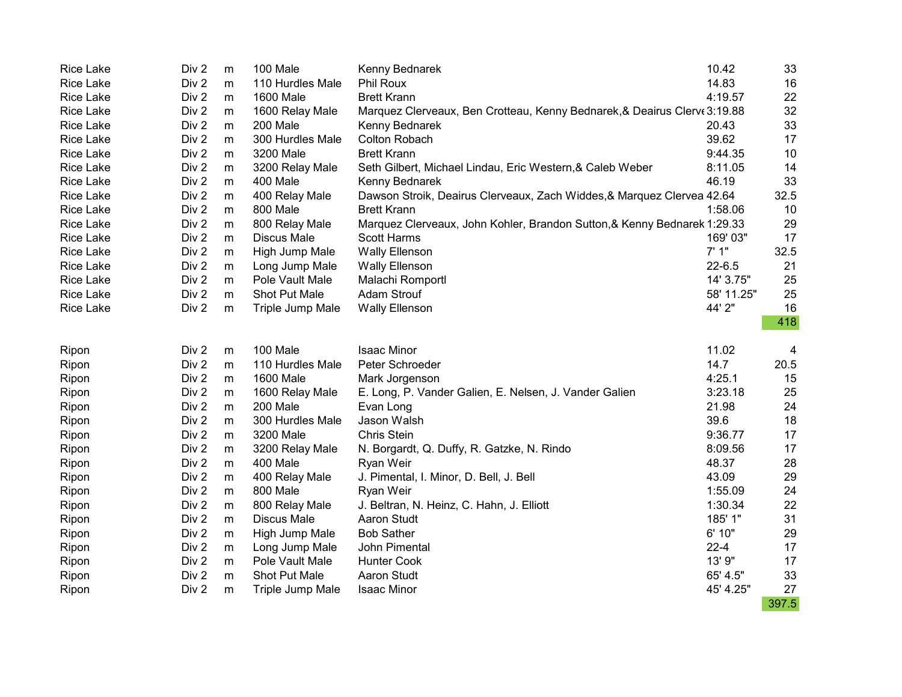| | | | | | | |
|---|---|---|---|---|---|---|
| Rice Lake | Div 2 | m | 100 Male | Kenny Bednarek | 10.42 | 33 |
| Rice Lake | Div 2 | m | 110 Hurdles Male | Phil Roux | 14.83 | 16 |
| Rice Lake | Div 2 | m | 1600 Male | Brett Krann | 4:19.57 | 22 |
| Rice Lake | Div 2 | m | 1600 Relay Male | Marquez Clerveaux, Ben Crotteau, Kenny Bednarek,& Deairus Clerve | 3:19.88 | 32 |
| Rice Lake | Div 2 | m | 200 Male | Kenny Bednarek | 20.43 | 33 |
| Rice Lake | Div 2 | m | 300 Hurdles Male | Colton Robach | 39.62 | 17 |
| Rice Lake | Div 2 | m | 3200 Male | Brett Krann | 9:44.35 | 10 |
| Rice Lake | Div 2 | m | 3200 Relay Male | Seth Gilbert, Michael Lindau, Eric Western,& Caleb Weber | 8:11.05 | 14 |
| Rice Lake | Div 2 | m | 400 Male | Kenny Bednarek | 46.19 | 33 |
| Rice Lake | Div 2 | m | 400 Relay Male | Dawson Stroik, Deairus Clerveaux, Zach Widdes,& Marquez Clervea | 42.64 | 32.5 |
| Rice Lake | Div 2 | m | 800 Male | Brett Krann | 1:58.06 | 10 |
| Rice Lake | Div 2 | m | 800 Relay Male | Marquez Clerveaux, John Kohler, Brandon Sutton,& Kenny Bednarek | 1:29.33 | 29 |
| Rice Lake | Div 2 | m | Discus Male | Scott Harms | 169' 03" | 17 |
| Rice Lake | Div 2 | m | High Jump Male | Wally Ellenson | 7' 1" | 32.5 |
| Rice Lake | Div 2 | m | Long Jump Male | Wally Ellenson | 22-6.5 | 21 |
| Rice Lake | Div 2 | m | Pole Vault Male | Malachi Romportl | 14' 3.75" | 25 |
| Rice Lake | Div 2 | m | Shot Put Male | Adam Strouf | 58' 11.25" | 25 |
| Rice Lake | Div 2 | m | Triple Jump Male | Wally Ellenson | 44' 2" | 16 |
| | | | | | | 418 |
| | | | | | | |
| Ripon | Div 2 | m | 100 Male | Isaac Minor | 11.02 | 4 |
| Ripon | Div 2 | m | 110 Hurdles Male | Peter Schroeder | 14.7 | 20.5 |
| Ripon | Div 2 | m | 1600 Male | Mark Jorgenson | 4:25.1 | 15 |
| Ripon | Div 2 | m | 1600 Relay Male | E. Long, P. Vander Galien, E. Nelsen, J. Vander Galien | 3:23.18 | 25 |
| Ripon | Div 2 | m | 200 Male | Evan Long | 21.98 | 24 |
| Ripon | Div 2 | m | 300 Hurdles Male | Jason Walsh | 39.6 | 18 |
| Ripon | Div 2 | m | 3200 Male | Chris Stein | 9:36.77 | 17 |
| Ripon | Div 2 | m | 3200 Relay Male | N. Borgardt, Q. Duffy, R. Gatzke, N. Rindo | 8:09.56 | 17 |
| Ripon | Div 2 | m | 400 Male | Ryan Weir | 48.37 | 28 |
| Ripon | Div 2 | m | 400 Relay Male | J. Pimental, I. Minor, D. Bell, J. Bell | 43.09 | 29 |
| Ripon | Div 2 | m | 800 Male | Ryan Weir | 1:55.09 | 24 |
| Ripon | Div 2 | m | 800 Relay Male | J. Beltran, N. Heinz, C. Hahn, J. Elliott | 1:30.34 | 22 |
| Ripon | Div 2 | m | Discus Male | Aaron Studt | 185' 1" | 31 |
| Ripon | Div 2 | m | High Jump Male | Bob Sather | 6' 10" | 29 |
| Ripon | Div 2 | m | Long Jump Male | John Pimental | 22-4 | 17 |
| Ripon | Div 2 | m | Pole Vault Male | Hunter Cook | 13' 9" | 17 |
| Ripon | Div 2 | m | Shot Put Male | Aaron Studt | 65' 4.5" | 33 |
| Ripon | Div 2 | m | Triple Jump Male | Isaac Minor | 45' 4.25" | 27 |
| | | | | | | 397.5 |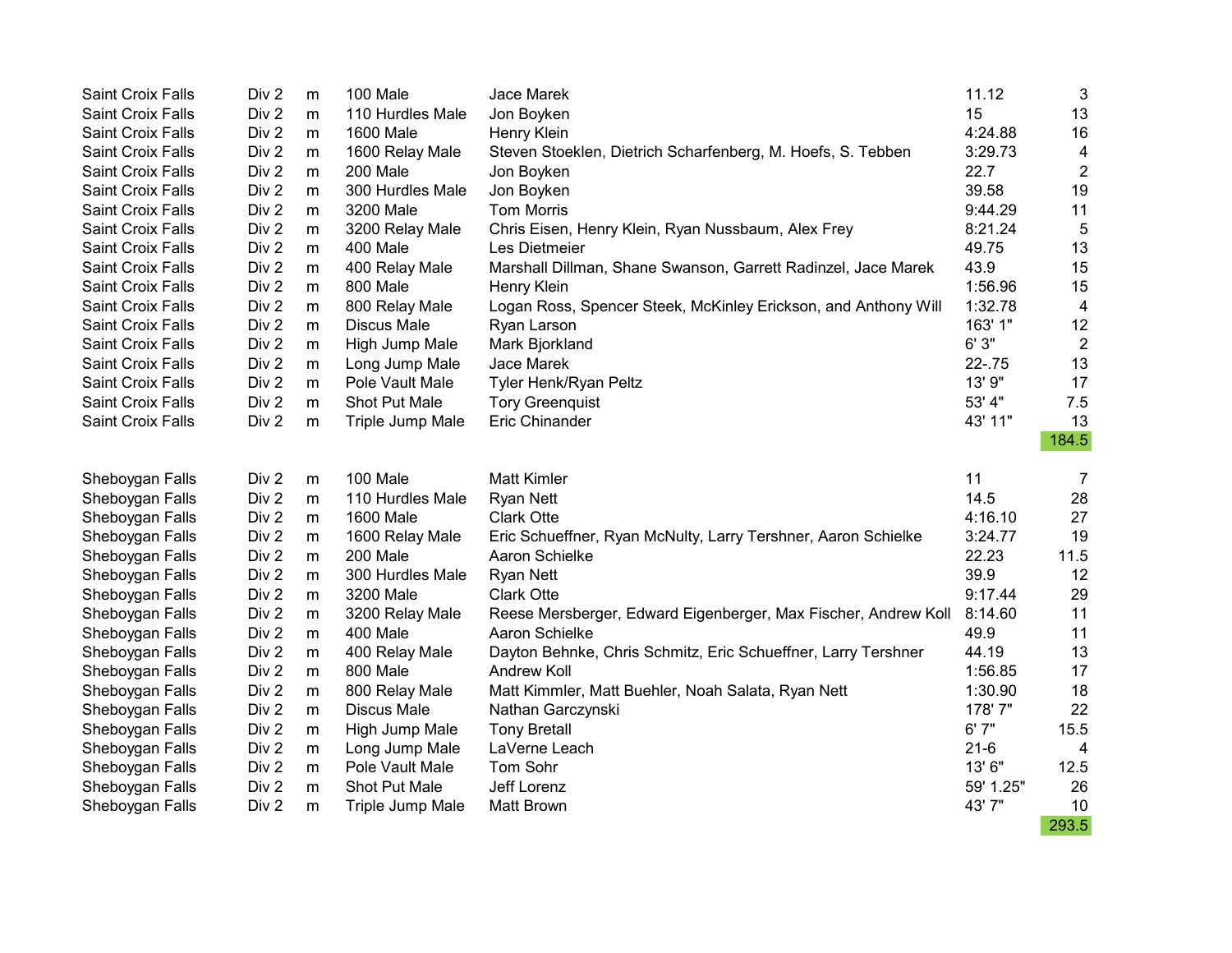| | | | | | | |
|---|---|---|---|---|---|---|
| Saint Croix Falls | Div 2 | m | 100 Male | Jace Marek | 11.12 | 3 |
| Saint Croix Falls | Div 2 | m | 110 Hurdles Male | Jon Boyken | 15 | 13 |
| Saint Croix Falls | Div 2 | m | 1600 Male | Henry Klein | 4:24.88 | 16 |
| Saint Croix Falls | Div 2 | m | 1600 Relay Male | Steven Stoeklen, Dietrich Scharfenberg, M. Hoefs, S. Tebben | 3:29.73 | 4 |
| Saint Croix Falls | Div 2 | m | 200 Male | Jon Boyken | 22.7 | 2 |
| Saint Croix Falls | Div 2 | m | 300 Hurdles Male | Jon Boyken | 39.58 | 19 |
| Saint Croix Falls | Div 2 | m | 3200 Male | Tom Morris | 9:44.29 | 11 |
| Saint Croix Falls | Div 2 | m | 3200 Relay Male | Chris Eisen, Henry Klein, Ryan Nussbaum, Alex Frey | 8:21.24 | 5 |
| Saint Croix Falls | Div 2 | m | 400 Male | Les Dietmeier | 49.75 | 13 |
| Saint Croix Falls | Div 2 | m | 400 Relay Male | Marshall Dillman, Shane Swanson, Garrett Radinzel, Jace Marek | 43.9 | 15 |
| Saint Croix Falls | Div 2 | m | 800 Male | Henry Klein | 1:56.96 | 15 |
| Saint Croix Falls | Div 2 | m | 800 Relay Male | Logan Ross, Spencer Steek, McKinley Erickson, and Anthony Will | 1:32.78 | 4 |
| Saint Croix Falls | Div 2 | m | Discus Male | Ryan Larson | 163' 1" | 12 |
| Saint Croix Falls | Div 2 | m | High Jump Male | Mark Bjorkland | 6' 3" | 2 |
| Saint Croix Falls | Div 2 | m | Long Jump Male | Jace Marek | 22-.75 | 13 |
| Saint Croix Falls | Div 2 | m | Pole Vault Male | Tyler Henk/Ryan Peltz | 13' 9" | 17 |
| Saint Croix Falls | Div 2 | m | Shot Put Male | Tory Greenquist | 53' 4" | 7.5 |
| Saint Croix Falls | Div 2 | m | Triple Jump Male | Eric Chinander | 43' 11" | 13 |
| | | | | | | 184.5 |
| | | | | | | |
| Sheboygan Falls | Div 2 | m | 100 Male | Matt Kimler | 11 | 7 |
| Sheboygan Falls | Div 2 | m | 110 Hurdles Male | Ryan Nett | 14.5 | 28 |
| Sheboygan Falls | Div 2 | m | 1600 Male | Clark Otte | 4:16.10 | 27 |
| Sheboygan Falls | Div 2 | m | 1600 Relay Male | Eric Schueffner, Ryan McNulty, Larry Tershner, Aaron Schielke | 3:24.77 | 19 |
| Sheboygan Falls | Div 2 | m | 200 Male | Aaron Schielke | 22.23 | 11.5 |
| Sheboygan Falls | Div 2 | m | 300 Hurdles Male | Ryan Nett | 39.9 | 12 |
| Sheboygan Falls | Div 2 | m | 3200 Male | Clark Otte | 9:17.44 | 29 |
| Sheboygan Falls | Div 2 | m | 3200 Relay Male | Reese Mersberger, Edward Eigenberger, Max Fischer, Andrew Koll | 8:14.60 | 11 |
| Sheboygan Falls | Div 2 | m | 400 Male | Aaron Schielke | 49.9 | 11 |
| Sheboygan Falls | Div 2 | m | 400 Relay Male | Dayton Behnke, Chris Schmitz, Eric Schueffner, Larry Tershner | 44.19 | 13 |
| Sheboygan Falls | Div 2 | m | 800 Male | Andrew Koll | 1:56.85 | 17 |
| Sheboygan Falls | Div 2 | m | 800 Relay Male | Matt Kimmler, Matt Buehler, Noah Salata, Ryan Nett | 1:30.90 | 18 |
| Sheboygan Falls | Div 2 | m | Discus Male | Nathan Garczynski | 178' 7" | 22 |
| Sheboygan Falls | Div 2 | m | High Jump Male | Tony Bretall | 6' 7" | 15.5 |
| Sheboygan Falls | Div 2 | m | Long Jump Male | LaVerne Leach | 21-6 | 4 |
| Sheboygan Falls | Div 2 | m | Pole Vault Male | Tom Sohr | 13' 6" | 12.5 |
| Sheboygan Falls | Div 2 | m | Shot Put Male | Jeff Lorenz | 59' 1.25" | 26 |
| Sheboygan Falls | Div 2 | m | Triple Jump Male | Matt Brown | 43' 7" | 10 |
| | | | | | | 293.5 |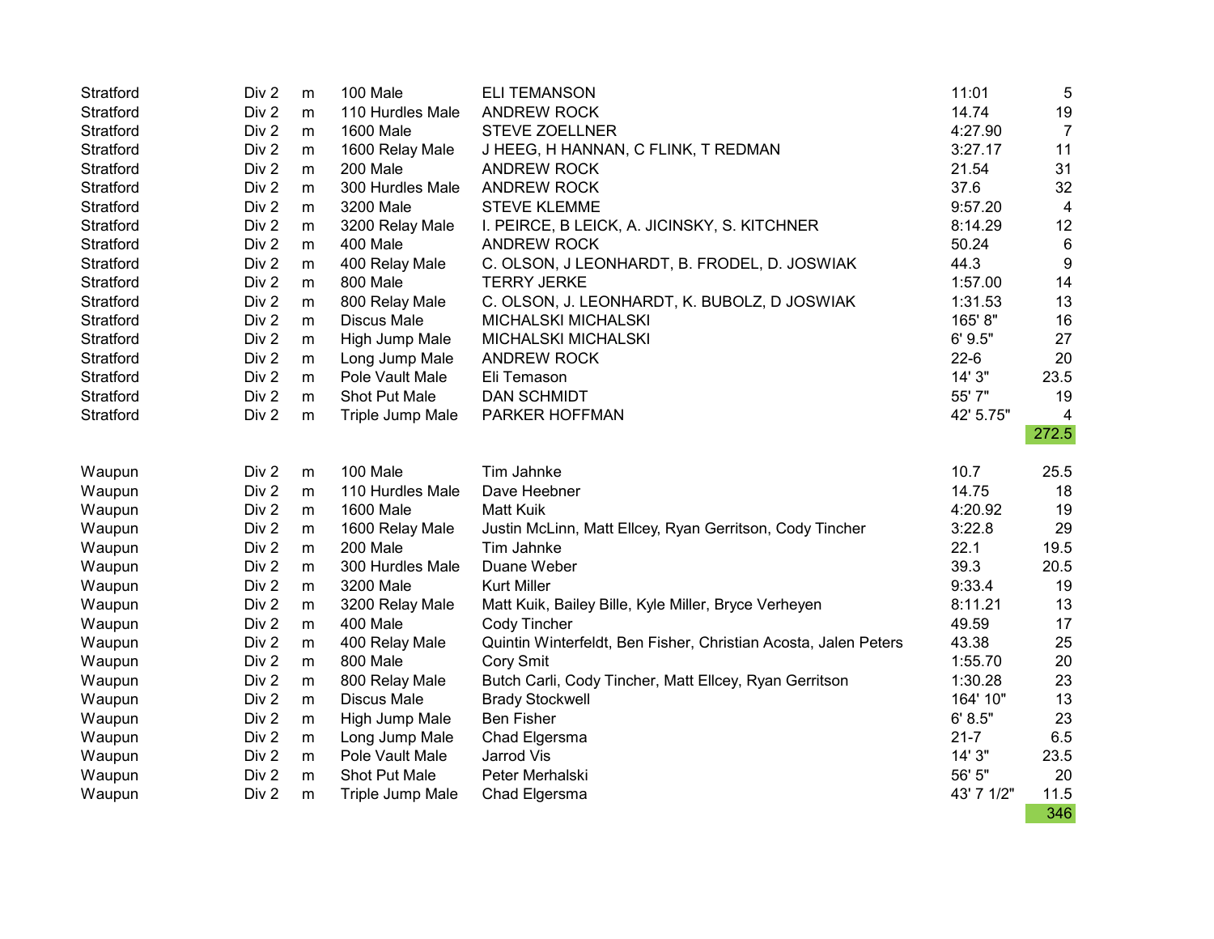| | | | | | | |
|---|---|---|---|---|---|---|
| Stratford | Div 2 | m | 100 Male | ELI TEMANSON | 11:01 | 5 |
| Stratford | Div 2 | m | 110 Hurdles Male | ANDREW ROCK | 14.74 | 19 |
| Stratford | Div 2 | m | 1600 Male | STEVE ZOELLNER | 4:27.90 | 7 |
| Stratford | Div 2 | m | 1600 Relay Male | J HEEG, H HANNAN, C FLINK, T REDMAN | 3:27.17 | 11 |
| Stratford | Div 2 | m | 200 Male | ANDREW ROCK | 21.54 | 31 |
| Stratford | Div 2 | m | 300 Hurdles Male | ANDREW ROCK | 37.6 | 32 |
| Stratford | Div 2 | m | 3200 Male | STEVE KLEMME | 9:57.20 | 4 |
| Stratford | Div 2 | m | 3200 Relay Male | I. PEIRCE, B LEICK, A. JICINSKY, S. KITCHNER | 8:14.29 | 12 |
| Stratford | Div 2 | m | 400 Male | ANDREW ROCK | 50.24 | 6 |
| Stratford | Div 2 | m | 400 Relay Male | C. OLSON, J LEONHARDT, B. FRODEL, D. JOSWIAK | 44.3 | 9 |
| Stratford | Div 2 | m | 800 Male | TERRY JERKE | 1:57.00 | 14 |
| Stratford | Div 2 | m | 800 Relay Male | C. OLSON, J. LEONHARDT, K. BUBOLZ, D JOSWIAK | 1:31.53 | 13 |
| Stratford | Div 2 | m | Discus Male | MICHALSKI MICHALSKI | 165' 8" | 16 |
| Stratford | Div 2 | m | High Jump Male | MICHALSKI MICHALSKI | 6' 9.5" | 27 |
| Stratford | Div 2 | m | Long Jump Male | ANDREW ROCK | 22-6 | 20 |
| Stratford | Div 2 | m | Pole Vault Male | Eli Temason | 14' 3" | 23.5 |
| Stratford | Div 2 | m | Shot Put Male | DAN SCHMIDT | 55' 7" | 19 |
| Stratford | Div 2 | m | Triple Jump Male | PARKER HOFFMAN | 42' 5.75" | 4 |
| | | | | | | 272.5 |
| | | | | | | |
| Waupun | Div 2 | m | 100 Male | Tim Jahnke | 10.7 | 25.5 |
| Waupun | Div 2 | m | 110 Hurdles Male | Dave Heebner | 14.75 | 18 |
| Waupun | Div 2 | m | 1600 Male | Matt Kuik | 4:20.92 | 19 |
| Waupun | Div 2 | m | 1600 Relay Male | Justin McLinn, Matt Ellcey, Ryan Gerritson, Cody Tincher | 3:22.8 | 29 |
| Waupun | Div 2 | m | 200 Male | Tim Jahnke | 22.1 | 19.5 |
| Waupun | Div 2 | m | 300 Hurdles Male | Duane Weber | 39.3 | 20.5 |
| Waupun | Div 2 | m | 3200 Male | Kurt Miller | 9:33.4 | 19 |
| Waupun | Div 2 | m | 3200 Relay Male | Matt Kuik, Bailey Bille, Kyle Miller, Bryce Verheyen | 8:11.21 | 13 |
| Waupun | Div 2 | m | 400 Male | Cody Tincher | 49.59 | 17 |
| Waupun | Div 2 | m | 400 Relay Male | Quintin Winterfeldt, Ben Fisher, Christian Acosta, Jalen Peters | 43.38 | 25 |
| Waupun | Div 2 | m | 800 Male | Cory Smit | 1:55.70 | 20 |
| Waupun | Div 2 | m | 800 Relay Male | Butch Carli, Cody Tincher, Matt Ellcey, Ryan Gerritson | 1:30.28 | 23 |
| Waupun | Div 2 | m | Discus Male | Brady Stockwell | 164' 10" | 13 |
| Waupun | Div 2 | m | High Jump Male | Ben Fisher | 6' 8.5" | 23 |
| Waupun | Div 2 | m | Long Jump Male | Chad Elgersma | 21-7 | 6.5 |
| Waupun | Div 2 | m | Pole Vault Male | Jarrod Vis | 14' 3" | 23.5 |
| Waupun | Div 2 | m | Shot Put Male | Peter Merhalski | 56' 5" | 20 |
| Waupun | Div 2 | m | Triple Jump Male | Chad Elgersma | 43' 7 1/2" | 11.5 |
| | | | | | | 346 |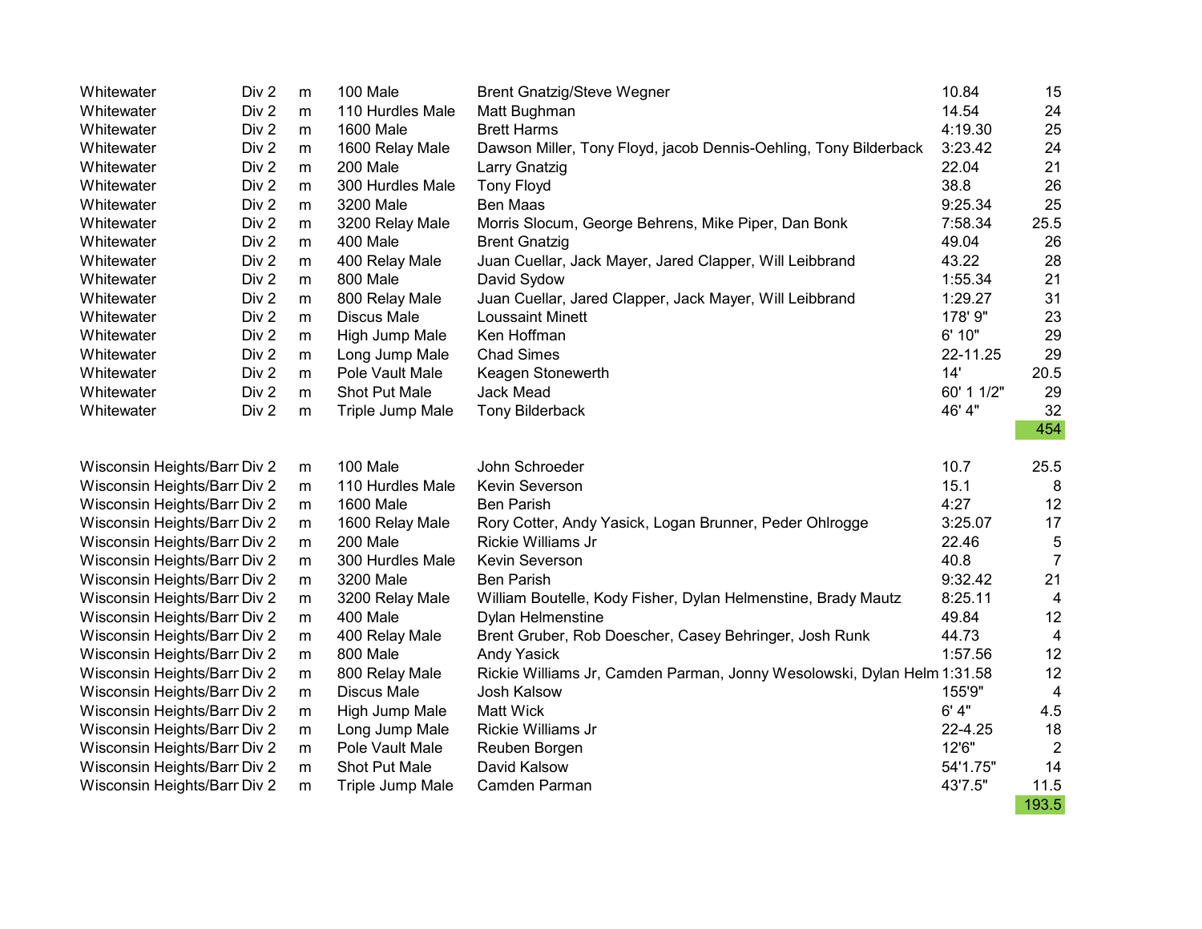| | | | | | | |
|---|---|---|---|---|---|---|
| Whitewater | Div 2 | m | 100 Male | Brent Gnatzig/Steve Wegner | 10.84 | 15 |
| Whitewater | Div 2 | m | 110 Hurdles Male | Matt Bughman | 14.54 | 24 |
| Whitewater | Div 2 | m | 1600 Male | Brett Harms | 4:19.30 | 25 |
| Whitewater | Div 2 | m | 1600 Relay Male | Dawson Miller, Tony Floyd, jacob Dennis-Oehling, Tony Bilderback | 3:23.42 | 24 |
| Whitewater | Div 2 | m | 200 Male | Larry Gnatzig | 22.04 | 21 |
| Whitewater | Div 2 | m | 300 Hurdles Male | Tony Floyd | 38.8 | 26 |
| Whitewater | Div 2 | m | 3200 Male | Ben Maas | 9:25.34 | 25 |
| Whitewater | Div 2 | m | 3200 Relay Male | Morris Slocum, George Behrens, Mike Piper, Dan Bonk | 7:58.34 | 25.5 |
| Whitewater | Div 2 | m | 400 Male | Brent Gnatzig | 49.04 | 26 |
| Whitewater | Div 2 | m | 400 Relay Male | Juan Cuellar, Jack Mayer, Jared Clapper, Will Leibbrand | 43.22 | 28 |
| Whitewater | Div 2 | m | 800 Male | David Sydow | 1:55.34 | 21 |
| Whitewater | Div 2 | m | 800 Relay Male | Juan Cuellar, Jared Clapper, Jack Mayer, Will Leibbrand | 1:29.27 | 31 |
| Whitewater | Div 2 | m | Discus Male | Loussaint Minett | 178' 9" | 23 |
| Whitewater | Div 2 | m | High Jump Male | Ken Hoffman | 6' 10" | 29 |
| Whitewater | Div 2 | m | Long Jump Male | Chad Simes | 22-11.25 | 29 |
| Whitewater | Div 2 | m | Pole Vault Male | Keagen Stonewerth | 14' | 20.5 |
| Whitewater | Div 2 | m | Shot Put Male | Jack Mead | 60' 1 1/2" | 29 |
| Whitewater | Div 2 | m | Triple Jump Male | Tony Bilderback | 46' 4" | 32 |
| | | | | | | 454 |
| | | | | | | |
| Wisconsin Heights/Barr | Div 2 | m | 100 Male | John Schroeder | 10.7 | 25.5 |
| Wisconsin Heights/Barr | Div 2 | m | 110 Hurdles Male | Kevin Severson | 15.1 | 8 |
| Wisconsin Heights/Barr | Div 2 | m | 1600 Male | Ben Parish | 4:27 | 12 |
| Wisconsin Heights/Barr | Div 2 | m | 1600 Relay Male | Rory Cotter, Andy Yasick, Logan Brunner, Peder Ohlrogge | 3:25.07 | 17 |
| Wisconsin Heights/Barr | Div 2 | m | 200 Male | Rickie Williams Jr | 22.46 | 5 |
| Wisconsin Heights/Barr | Div 2 | m | 300 Hurdles Male | Kevin Severson | 40.8 | 7 |
| Wisconsin Heights/Barr | Div 2 | m | 3200 Male | Ben Parish | 9:32.42 | 21 |
| Wisconsin Heights/Barr | Div 2 | m | 3200 Relay Male | William Boutelle, Kody Fisher, Dylan Helmenstine, Brady Mautz | 8:25.11 | 4 |
| Wisconsin Heights/Barr | Div 2 | m | 400 Male | Dylan Helmenstine | 49.84 | 12 |
| Wisconsin Heights/Barr | Div 2 | m | 400 Relay Male | Brent Gruber, Rob Doescher, Casey Behringer, Josh Runk | 44.73 | 4 |
| Wisconsin Heights/Barr | Div 2 | m | 800 Male | Andy Yasick | 1:57.56 | 12 |
| Wisconsin Heights/Barr | Div 2 | m | 800 Relay Male | Rickie Williams Jr, Camden Parman, Jonny Wesolowski, Dylan Helm | 1:31.58 | 12 |
| Wisconsin Heights/Barr | Div 2 | m | Discus Male | Josh Kalsow | 155'9" | 4 |
| Wisconsin Heights/Barr | Div 2 | m | High Jump Male | Matt Wick | 6' 4" | 4.5 |
| Wisconsin Heights/Barr | Div 2 | m | Long Jump Male | Rickie Williams Jr | 22-4.25 | 18 |
| Wisconsin Heights/Barr | Div 2 | m | Pole Vault Male | Reuben Borgen | 12'6" | 2 |
| Wisconsin Heights/Barr | Div 2 | m | Shot Put Male | David Kalsow | 54'1.75" | 14 |
| Wisconsin Heights/Barr | Div 2 | m | Triple Jump Male | Camden Parman | 43'7.5" | 11.5 |
| | | | | | | 193.5 |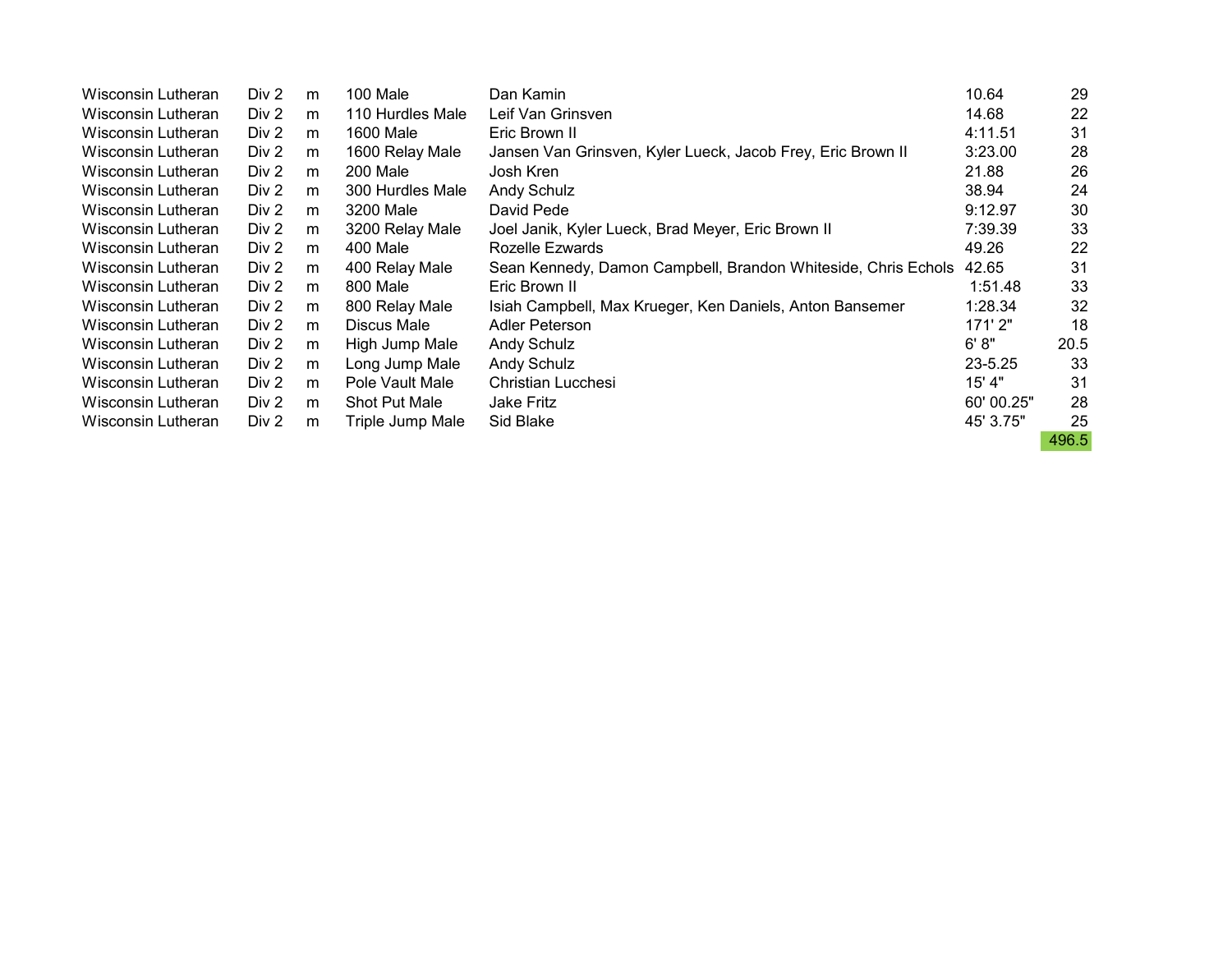| | | | | | | |
|---|---|---|---|---|---|---|
| Wisconsin Lutheran | Div 2 | m | 100 Male | Dan Kamin | 10.64 | 29 |
| Wisconsin Lutheran | Div 2 | m | 110 Hurdles Male | Leif Van Grinsven | 14.68 | 22 |
| Wisconsin Lutheran | Div 2 | m | 1600 Male | Eric Brown II | 4:11.51 | 31 |
| Wisconsin Lutheran | Div 2 | m | 1600 Relay Male | Jansen Van Grinsven, Kyler Lueck, Jacob Frey, Eric Brown II | 3:23.00 | 28 |
| Wisconsin Lutheran | Div 2 | m | 200 Male | Josh Kren | 21.88 | 26 |
| Wisconsin Lutheran | Div 2 | m | 300 Hurdles Male | Andy Schulz | 38.94 | 24 |
| Wisconsin Lutheran | Div 2 | m | 3200 Male | David Pede | 9:12.97 | 30 |
| Wisconsin Lutheran | Div 2 | m | 3200 Relay Male | Joel Janik, Kyler Lueck, Brad Meyer, Eric Brown II | 7:39.39 | 33 |
| Wisconsin Lutheran | Div 2 | m | 400 Male | Rozelle Ezwards | 49.26 | 22 |
| Wisconsin Lutheran | Div 2 | m | 400 Relay Male | Sean Kennedy, Damon Campbell, Brandon Whiteside, Chris Echols | 42.65 | 31 |
| Wisconsin Lutheran | Div 2 | m | 800 Male | Eric Brown II | 1:51.48 | 33 |
| Wisconsin Lutheran | Div 2 | m | 800 Relay Male | Isiah Campbell, Max Krueger, Ken Daniels, Anton Bansemer | 1:28.34 | 32 |
| Wisconsin Lutheran | Div 2 | m | Discus Male | Adler Peterson | 171' 2" | 18 |
| Wisconsin Lutheran | Div 2 | m | High Jump Male | Andy Schulz | 6' 8" | 20.5 |
| Wisconsin Lutheran | Div 2 | m | Long Jump Male | Andy Schulz | 23-5.25 | 33 |
| Wisconsin Lutheran | Div 2 | m | Pole Vault Male | Christian Lucchesi | 15' 4" | 31 |
| Wisconsin Lutheran | Div 2 | m | Shot Put Male | Jake Fritz | 60' 00.25" | 28 |
| Wisconsin Lutheran | Div 2 | m | Triple Jump Male | Sid Blake | 45' 3.75" | 25 |
| | | | | | | 496.5 |